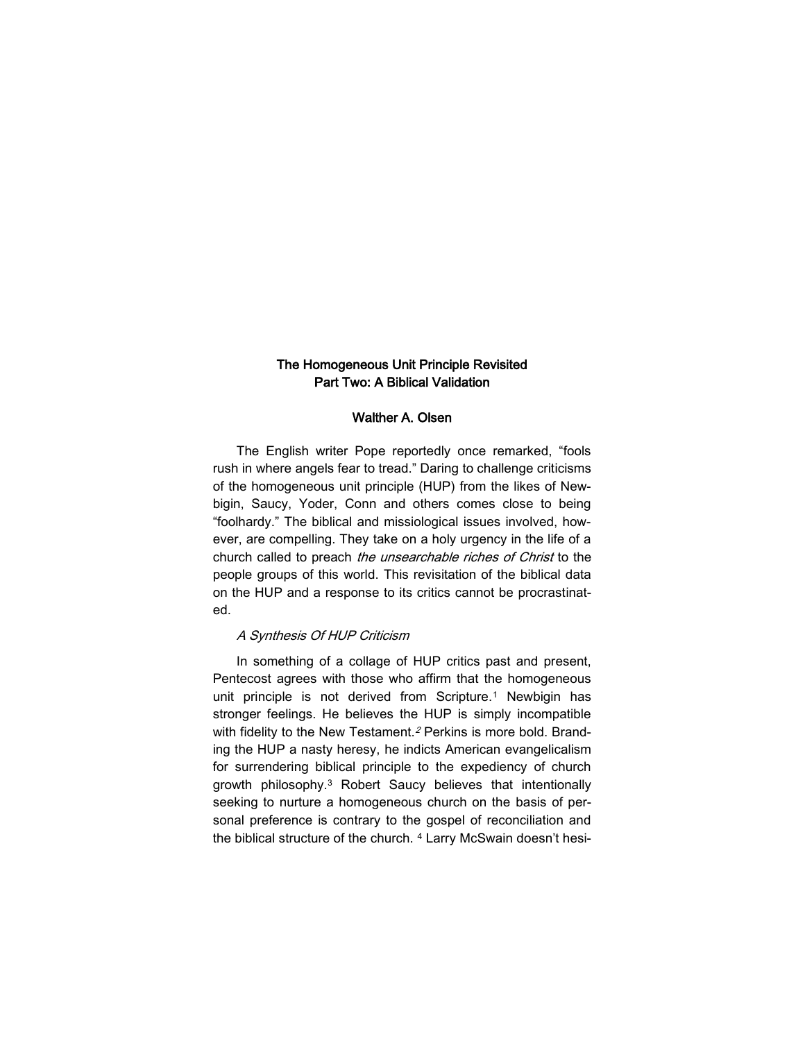# The Homogeneous Unit Principle Revisited
## Part Two: A Biblical Validation

### Walther A. Olsen

The English writer Pope reportedly once remarked, "fools rush in where angels fear to tread." Daring to challenge criticisms of the homogeneous unit principle (HUP) from the likes of Newbigin, Saucy, Yoder, Conn and others comes close to being "foolhardy." The biblical and missiological issues involved, however, are compelling. They take on a holy urgency in the life of a church called to preach *the unsearchable riches of Christ* to the people groups of this world. This revisitation of the biblical data on the HUP and a response to its critics cannot be procrastinated.

*A Synthesis Of HUP Criticism*

In something of a collage of HUP critics past and present, Pentecost agrees with those who affirm that the homogeneous unit principle is not derived from Scripture.[1] Newbigin has stronger feelings. He believes the HUP is simply incompatible with fidelity to the New Testament.[2] Perkins is more bold. Branding the HUP a nasty heresy, he indicts American evangelicalism for surrendering biblical principle to the expediency of church growth philosophy.[3] Robert Saucy believes that intentionally seeking to nurture a homogeneous church on the basis of personal preference is contrary to the gospel of reconciliation and the biblical structure of the church.[4] Larry McSwain doesn't hesi-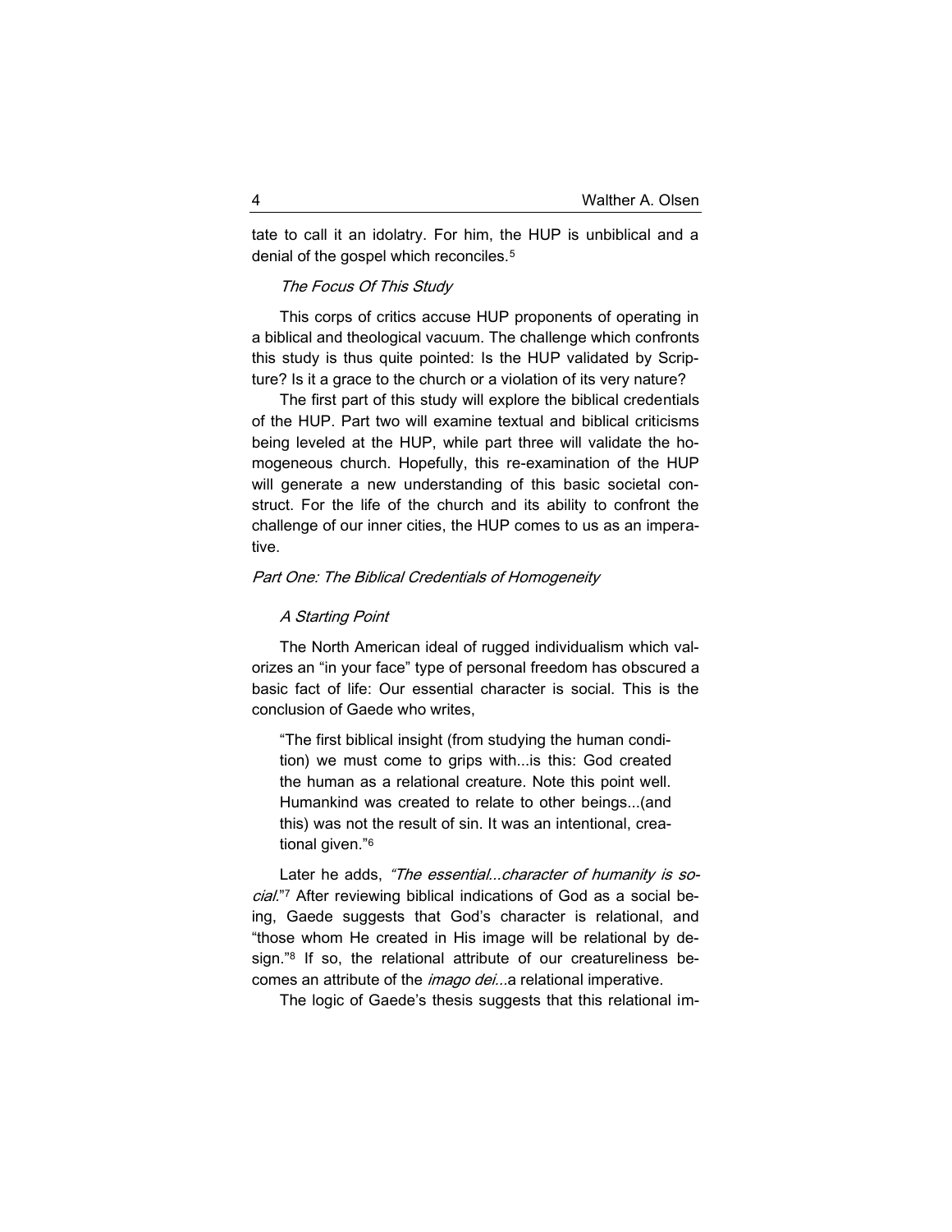tate to call it an idolatry. For him, the HUP is unbiblical and a denial of the gospel which reconciles.[5]

### *The Focus Of This Study*

This corps of critics accuse HUP proponents of operating in a biblical and theological vacuum. The challenge which confronts this study is thus quite pointed: Is the HUP validated by Scripture? Is it a grace to the church or a violation of its very nature?

The first part of this study will explore the biblical credentials of the HUP. Part two will examine textual and biblical criticisms being leveled at the HUP, while part three will validate the homogeneous church. Hopefully, this re-examination of the HUP will generate a new understanding of this basic societal construct. For the life of the church and its ability to confront the challenge of our inner cities, the HUP comes to us as an imperative.

## *Part One: The Biblical Credentials of Homogeneity*

### *A Starting Point*

The North American ideal of rugged individualism which valorizes an "in your face" type of personal freedom has obscured a basic fact of life: Our essential character is social. This is the conclusion of Gaede who writes,

> "The first biblical insight (from studying the human condition) we must come to grips with...is this: God created the human as a relational creature. Note this point well. Humankind was created to relate to other beings...(and this) was not the result of sin. It was an intentional, creational given."[6]

Later he adds, *"The essential...character of humanity is social.*"[7] After reviewing biblical indications of God as a social being, Gaede suggests that God's character is relational, and "those whom He created in His image will be relational by design."[8] If so, the relational attribute of our creatureliness becomes an attribute of the *imago dei*...a relational imperative.

The logic of Gaede's thesis suggests that this relational im-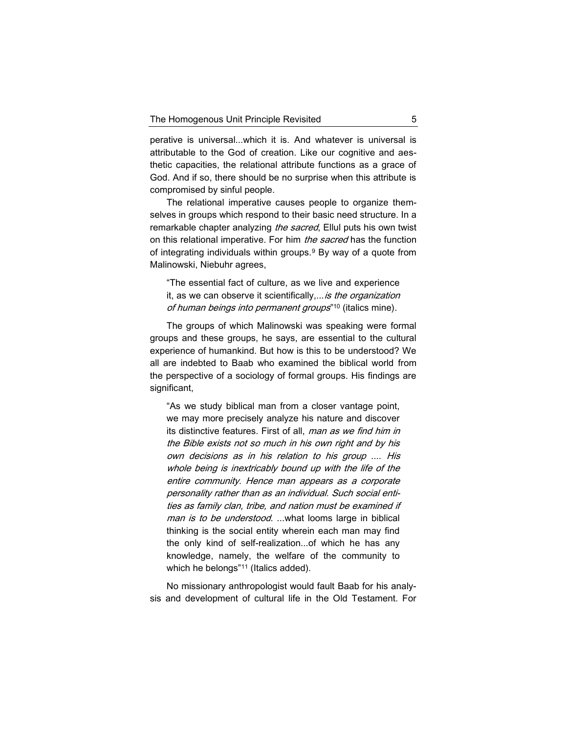perative is universal...which it is. And whatever is universal is attributable to the God of creation. Like our cognitive and aesthetic capacities, the relational attribute functions as a grace of God. And if so, there should be no surprise when this attribute is compromised by sinful people.

The relational imperative causes people to organize themselves in groups which respond to their basic need structure. In a remarkable chapter analyzing *the sacred*, Ellul puts his own twist on this relational imperative. For him *the sacred* has the function of integrating individuals within groups.[9] By way of a quote from Malinowski, Niebuhr agrees,

> "The essential fact of culture, as we live and experience it, as we can observe it scientifically,...*is the organization of human beings into permanent groups*"[10] (italics mine).

The groups of which Malinowski was speaking were formal groups and these groups, he says, are essential to the cultural experience of humankind. But how is this to be understood? We all are indebted to Baab who examined the biblical world from the perspective of a sociology of formal groups. His findings are significant,

> "As we study biblical man from a closer vantage point, we may more precisely analyze his nature and discover its distinctive features. First of all, *man as we find him in the Bible exists not so much in his own right and by his own decisions as in his relation to his group* .... *His whole being is inextricably bound up with the life of the entire community. Hence man appears as a corporate personality rather than as an individual. Such social entities as family clan, tribe, and nation must be examined if man is to be understood*. ...what looms large in biblical thinking is the social entity wherein each man may find the only kind of self-realization...of which he has any knowledge, namely, the welfare of the community to which he belongs"[11] (Italics added).

No missionary anthropologist would fault Baab for his analysis and development of cultural life in the Old Testament. For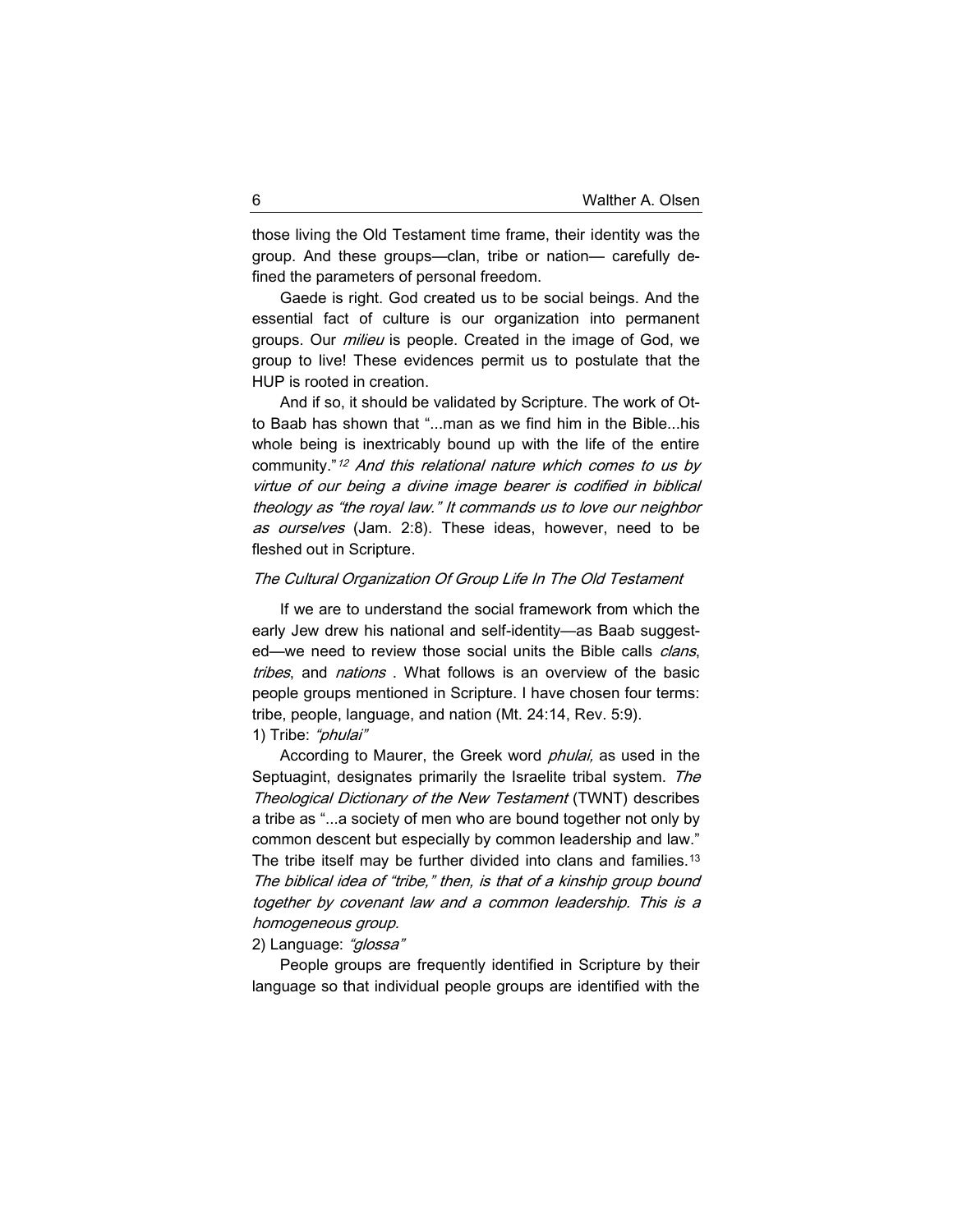those living the Old Testament time frame, their identity was the group. And these groups—clan, tribe or nation— carefully defined the parameters of personal freedom.

Gaede is right. God created us to be social beings. And the essential fact of culture is our organization into permanent groups. Our *milieu* is people. Created in the image of God, we group to live! These evidences permit us to postulate that the HUP is rooted in creation.

And if so, it should be validated by Scripture. The work of Otto Baab has shown that "...man as we find him in the Bible...his whole being is inextricably bound up with the life of the entire community."[12] *And this relational nature which comes to us by virtue of our being a divine image bearer is codified in biblical theology as "the royal law." It commands us to love our neighbor as ourselves* (Jam. 2:8). These ideas, however, need to be fleshed out in Scripture.

*The Cultural Organization Of Group Life In The Old Testament*

If we are to understand the social framework from which the early Jew drew his national and self-identity—as Baab suggested—we need to review those social units the Bible calls *clans*, *tribes*, and *nations* . What follows is an overview of the basic people groups mentioned in Scripture. I have chosen four terms: tribe, people, language, and nation (Mt. 24:14, Rev. 5:9).

1) Tribe: *"phulai"*

According to Maurer, the Greek word *phulai,* as used in the Septuagint, designates primarily the Israelite tribal system. *The Theological Dictionary of the New Testament* (TWNT) describes a tribe as "...a society of men who are bound together not only by common descent but especially by common leadership and law." The tribe itself may be further divided into clans and families.[13] *The biblical idea of "tribe," then, is that of a kinship group bound together by covenant law and a common leadership. This is a homogeneous group.*

2) Language: *"glossa"*

People groups are frequently identified in Scripture by their language so that individual people groups are identified with the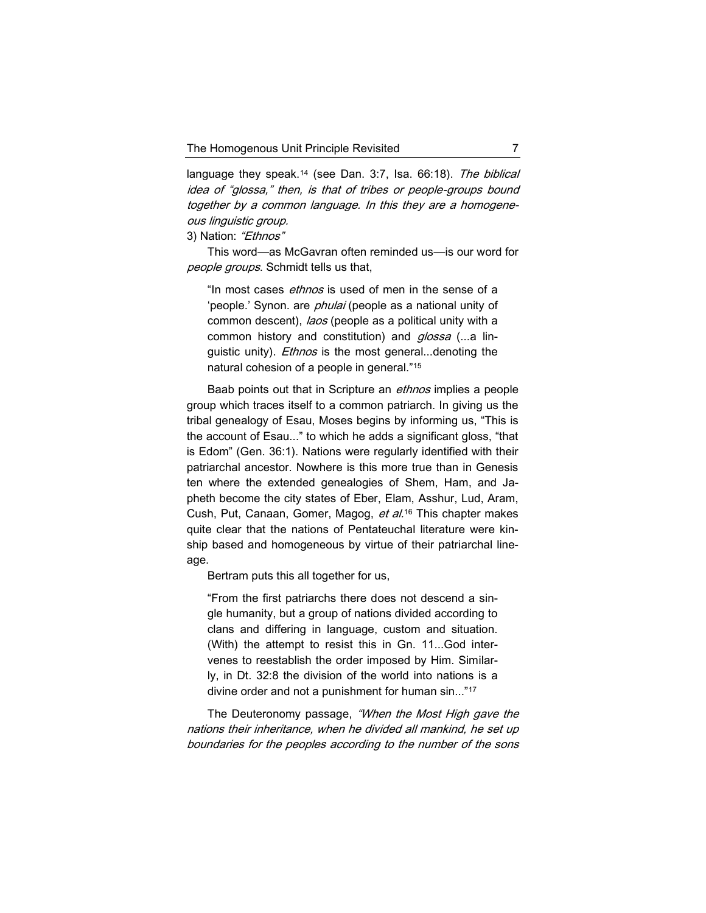language they speak.[14] (see Dan. 3:7, Isa. 66:18). *The biblical idea of "glossa," then, is that of tribes or people-groups bound together by a common language. In this they are a homogeneous linguistic group.*

3) Nation: *"Ethnos"*

This word—as McGavran often reminded us—is our word for *people groups*. Schmidt tells us that,

> "In most cases *ethnos* is used of men in the sense of a 'people.' Synon. are *phulai* (people as a national unity of common descent), *laos* (people as a political unity with a common history and constitution) and *glossa* (...a linguistic unity). *Ethnos* is the most general...denoting the natural cohesion of a people in general."[15]

Baab points out that in Scripture an *ethnos* implies a people group which traces itself to a common patriarch. In giving us the tribal genealogy of Esau, Moses begins by informing us, "This is the account of Esau..." to which he adds a significant gloss, "that is Edom" (Gen. 36:1). Nations were regularly identified with their patriarchal ancestor. Nowhere is this more true than in Genesis ten where the extended genealogies of Shem, Ham, and Japheth become the city states of Eber, Elam, Asshur, Lud, Aram, Cush, Put, Canaan, Gomer, Magog, *et al.*[16] This chapter makes quite clear that the nations of Pentateuchal literature were kinship based and homogeneous by virtue of their patriarchal lineage.

Bertram puts this all together for us,

> "From the first patriarchs there does not descend a single humanity, but a group of nations divided according to clans and differing in language, custom and situation. (With) the attempt to resist this in Gn. 11...God intervenes to reestablish the order imposed by Him. Similarly, in Dt. 32:8 the division of the world into nations is a divine order and not a punishment for human sin..."[17]

The Deuteronomy passage, *"When the Most High gave the nations their inheritance, when he divided all mankind, he set up boundaries for the peoples according to the number of the sons*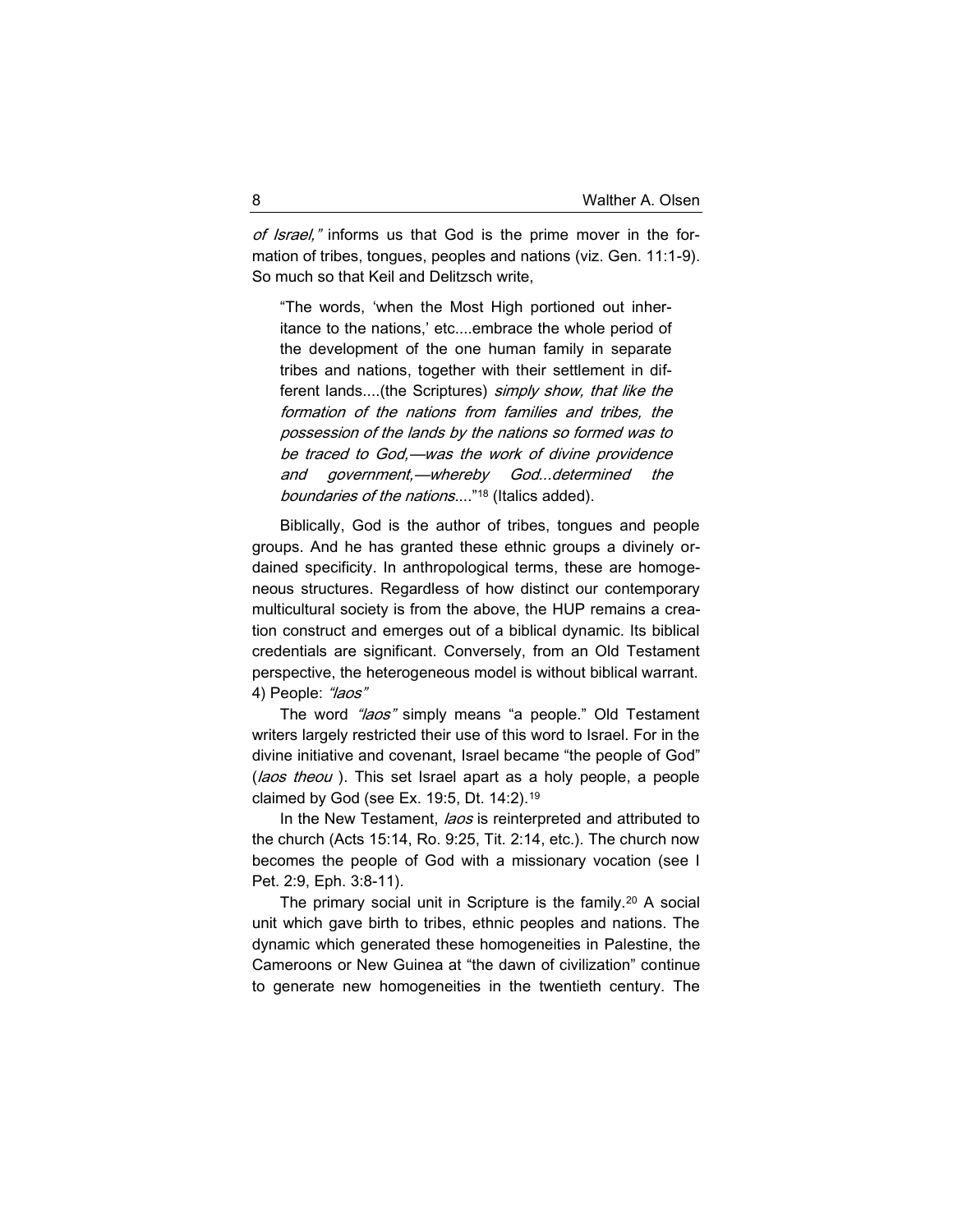*of Israel,"* informs us that God is the prime mover in the formation of tribes, tongues, peoples and nations (viz. Gen. 11:1-9). So much so that Keil and Delitzsch write,

> "The words, 'when the Most High portioned out inheritance to the nations,' etc....embrace the whole period of the development of the one human family in separate tribes and nations, together with their settlement in different lands....(the Scriptures) *simply show, that like the formation of the nations from families and tribes, the possession of the lands by the nations so formed was to be traced to God,—was the work of divine providence and government,—whereby God...determined the boundaries of the nations*...."[18] (Italics added).

Biblically, God is the author of tribes, tongues and people groups. And he has granted these ethnic groups a divinely ordained specificity. In anthropological terms, these are homogeneous structures. Regardless of how distinct our contemporary multicultural society is from the above, the HUP remains a creation construct and emerges out of a biblical dynamic. Its biblical credentials are significant. Conversely, from an Old Testament perspective, the heterogeneous model is without biblical warrant.

4) People: *"laos"*

The word *"laos"* simply means "a people." Old Testament writers largely restricted their use of this word to Israel. For in the divine initiative and covenant, Israel became "the people of God" (*laos theou* ). This set Israel apart as a holy people, a people claimed by God (see Ex. 19:5, Dt. 14:2).[19]

In the New Testament, *laos* is reinterpreted and attributed to the church (Acts 15:14, Ro. 9:25, Tit. 2:14, etc.). The church now becomes the people of God with a missionary vocation (see I Pet. 2:9, Eph. 3:8-11).

The primary social unit in Scripture is the family.[20] A social unit which gave birth to tribes, ethnic peoples and nations. The dynamic which generated these homogeneities in Palestine, the Cameroons or New Guinea at "the dawn of civilization" continue to generate new homogeneities in the twentieth century. The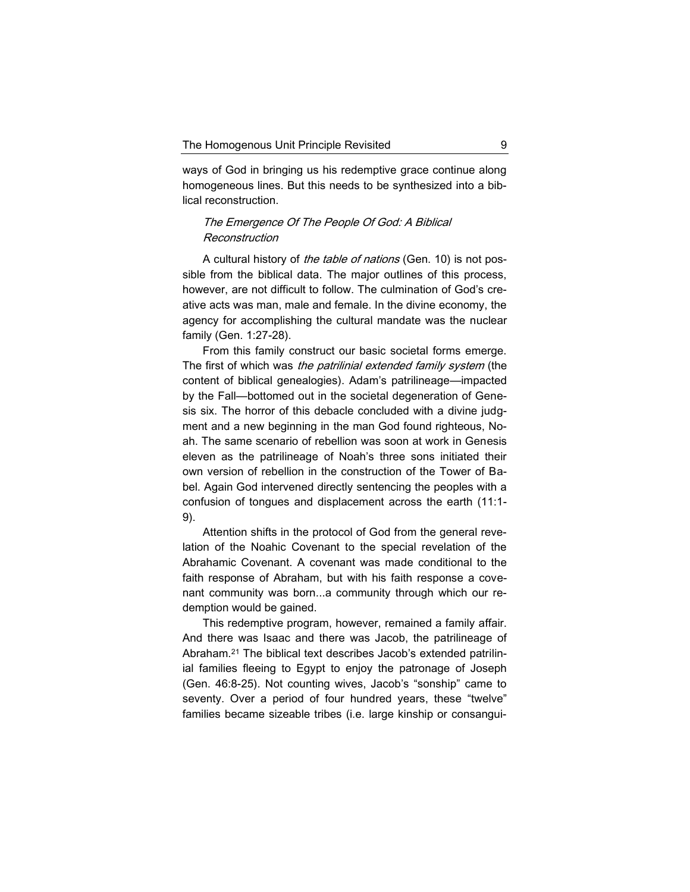ways of God in bringing us his redemptive grace continue along homogeneous lines. But this needs to be synthesized into a biblical reconstruction.

### *The Emergence Of The People Of God: A Biblical Reconstruction*

A cultural history of *the table of nations* (Gen. 10) is not possible from the biblical data. The major outlines of this process, however, are not difficult to follow. The culmination of God's creative acts was man, male and female. In the divine economy, the agency for accomplishing the cultural mandate was the nuclear family (Gen. 1:27-28).

From this family construct our basic societal forms emerge. The first of which was *the patrilinial extended family system* (the content of biblical genealogies). Adam's patrilineage—impacted by the Fall—bottomed out in the societal degeneration of Genesis six. The horror of this debacle concluded with a divine judgment and a new beginning in the man God found righteous, Noah. The same scenario of rebellion was soon at work in Genesis eleven as the patrilineage of Noah's three sons initiated their own version of rebellion in the construction of the Tower of Babel. Again God intervened directly sentencing the peoples with a confusion of tongues and displacement across the earth (11:1-9).

Attention shifts in the protocol of God from the general revelation of the Noahic Covenant to the special revelation of the Abrahamic Covenant. A covenant was made conditional to the faith response of Abraham, but with his faith response a covenant community was born...a community through which our redemption would be gained.

This redemptive program, however, remained a family affair. And there was Isaac and there was Jacob, the patrilineage of Abraham.[21] The biblical text describes Jacob's extended patrilinial families fleeing to Egypt to enjoy the patronage of Joseph (Gen. 46:8-25). Not counting wives, Jacob's "sonship" came to seventy. Over a period of four hundred years, these "twelve" families became sizeable tribes (i.e. large kinship or consangui-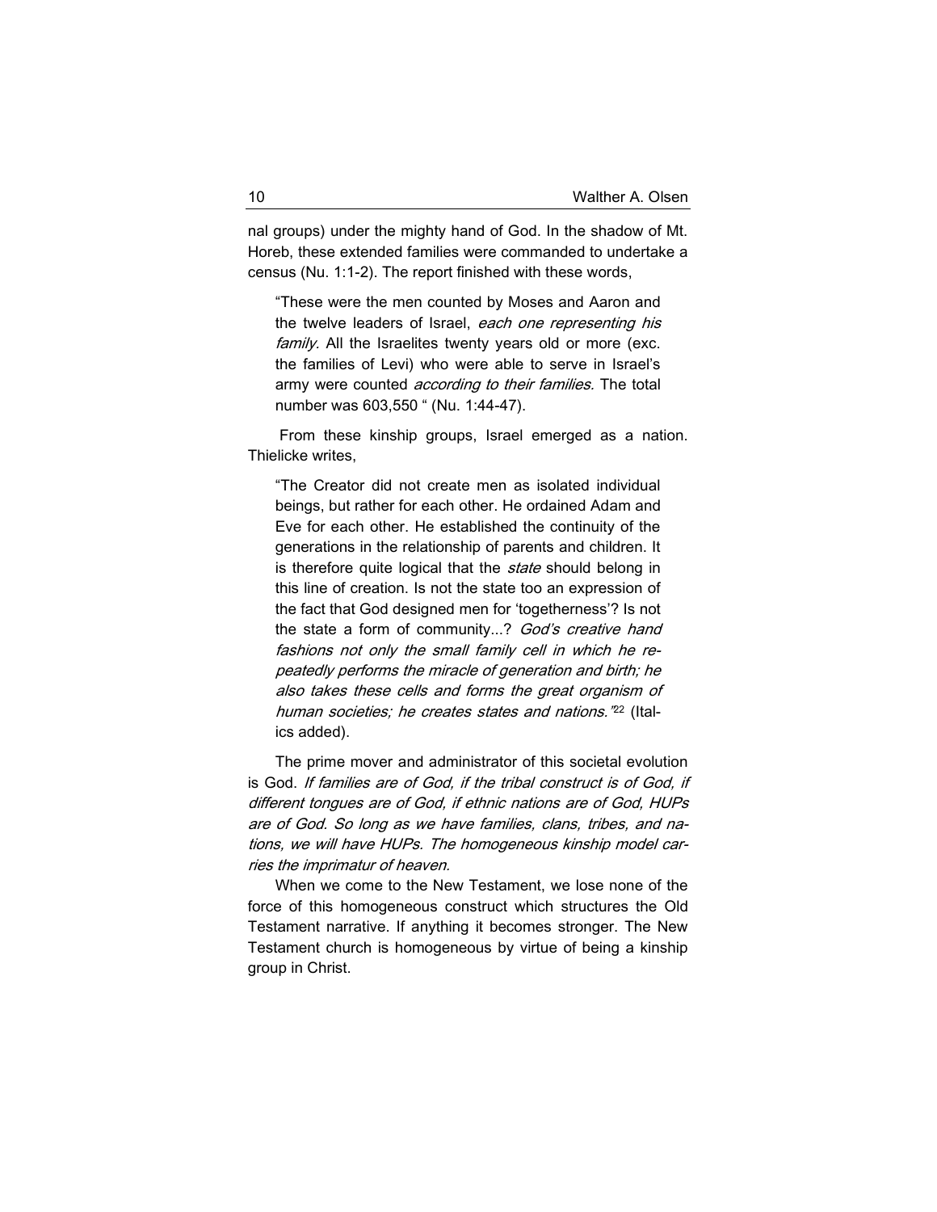nal groups) under the mighty hand of God. In the shadow of Mt. Horeb, these extended families were commanded to undertake a census (Nu. 1:1-2). The report finished with these words,

> "These were the men counted by Moses and Aaron and the twelve leaders of Israel, *each one representing his family.* All the Israelites twenty years old or more (exc. the families of Levi) who were able to serve in Israel's army were counted *according to their families.* The total number was 603,550 " (Nu. 1:44-47).

From these kinship groups, Israel emerged as a nation. Thielicke writes,

> "The Creator did not create men as isolated individual beings, but rather for each other. He ordained Adam and Eve for each other. He established the continuity of the generations in the relationship of parents and children. It is therefore quite logical that the *state* should belong in this line of creation. Is not the state too an expression of the fact that God designed men for 'togetherness'? Is not the state a form of community...? *God's creative hand fashions not only the small family cell in which he repeatedly performs the miracle of generation and birth; he also takes these cells and forms the great organism of human societies; he creates states and nations."*[22] (Italics added).

The prime mover and administrator of this societal evolution is God. *If families are of God, if the tribal construct is of God, if different tongues are of God, if ethnic nations are of God, HUPs are of God. So long as we have families, clans, tribes, and nations, we will have HUPs. The homogeneous kinship model carries the imprimatur of heaven.*

When we come to the New Testament, we lose none of the force of this homogeneous construct which structures the Old Testament narrative. If anything it becomes stronger. The New Testament church is homogeneous by virtue of being a kinship group in Christ.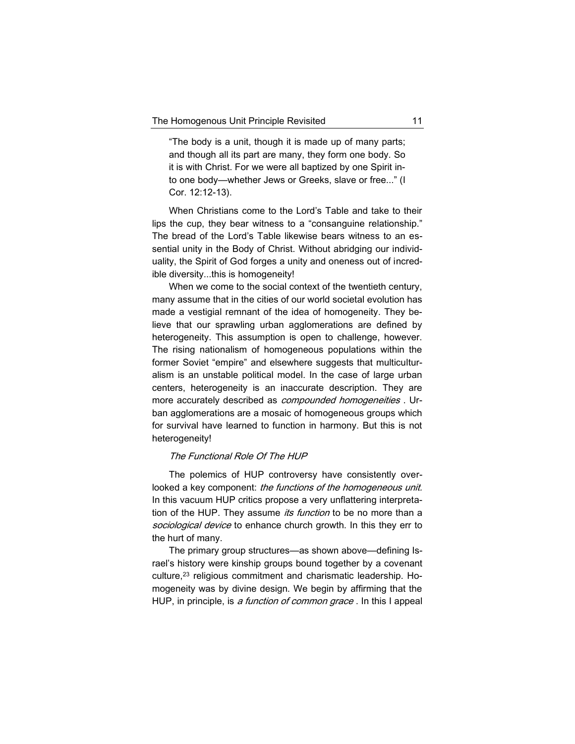> "The body is a unit, though it is made up of many parts; and though all its part are many, they form one body. So it is with Christ. For we were all baptized by one Spirit into one body—whether Jews or Greeks, slave or free..." (I Cor. 12:12-13).

When Christians come to the Lord's Table and take to their lips the cup, they bear witness to a "consanguine relationship." The bread of the Lord's Table likewise bears witness to an essential unity in the Body of Christ. Without abridging our individuality, the Spirit of God forges a unity and oneness out of incredible diversity...this is homogeneity!

When we come to the social context of the twentieth century, many assume that in the cities of our world societal evolution has made a vestigial remnant of the idea of homogeneity. They believe that our sprawling urban agglomerations are defined by heterogeneity. This assumption is open to challenge, however. The rising nationalism of homogeneous populations within the former Soviet "empire" and elsewhere suggests that multiculturalism is an unstable political model. In the case of large urban centers, heterogeneity is an inaccurate description. They are more accurately described as *compounded homogeneities* . Urban agglomerations are a mosaic of homogeneous groups which for survival have learned to function in harmony. But this is not heterogeneity!

*The Functional Role Of The HUP*

The polemics of HUP controversy have consistently overlooked a key component: *the functions of the homogeneous unit.* In this vacuum HUP critics propose a very unflattering interpretation of the HUP. They assume *its function* to be no more than a *sociological device* to enhance church growth. In this they err to the hurt of many.

The primary group structures—as shown above—defining Israel's history were kinship groups bound together by a covenant culture,[23] religious commitment and charismatic leadership. Homogeneity was by divine design. We begin by affirming that the HUP, in principle, is *a function of common grace* . In this I appeal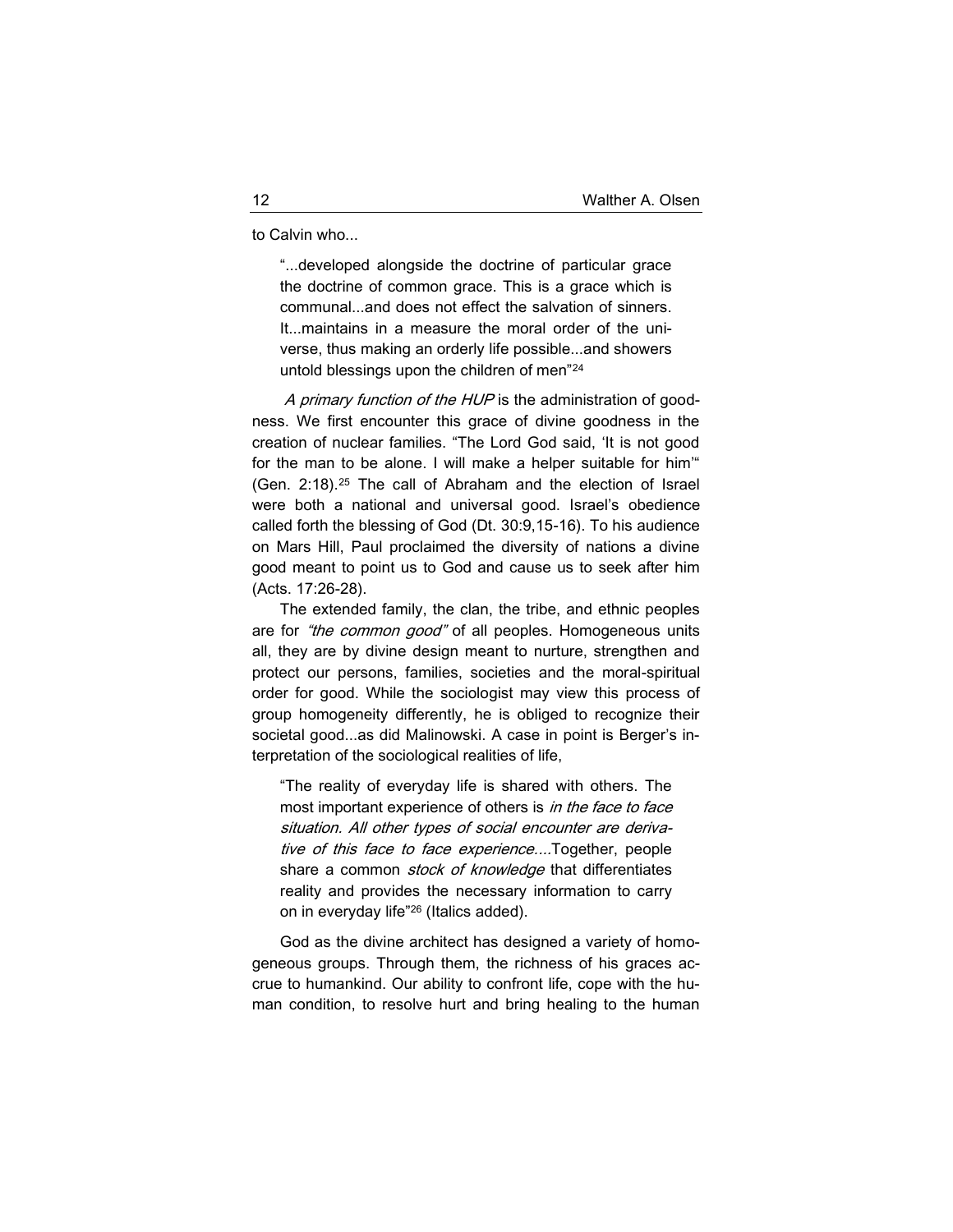to Calvin who...

> "...developed alongside the doctrine of particular grace the doctrine of common grace. This is a grace which is communal...and does not effect the salvation of sinners. It...maintains in a measure the moral order of the universe, thus making an orderly life possible...and showers untold blessings upon the children of men"[24]

*A primary function of the HUP* is the administration of goodness. We first encounter this grace of divine goodness in the creation of nuclear families. "The Lord God said, 'It is not good for the man to be alone. I will make a helper suitable for him'" (Gen. 2:18).[25] The call of Abraham and the election of Israel were both a national and universal good. Israel's obedience called forth the blessing of God (Dt. 30:9,15-16). To his audience on Mars Hill, Paul proclaimed the diversity of nations a divine good meant to point us to God and cause us to seek after him (Acts. 17:26-28).

The extended family, the clan, the tribe, and ethnic peoples are for *"the common good"* of all peoples. Homogeneous units all, they are by divine design meant to nurture, strengthen and protect our persons, families, societies and the moral-spiritual order for good. While the sociologist may view this process of group homogeneity differently, he is obliged to recognize their societal good...as did Malinowski. A case in point is Berger's interpretation of the sociological realities of life,

> "The reality of everyday life is shared with others. The most important experience of others is *in the face to face situation. All other types of social encounter are derivative of this face to face experience....*Together, people share a common *stock of knowledge* that differentiates reality and provides the necessary information to carry on in everyday life"[26] (Italics added).

God as the divine architect has designed a variety of homogeneous groups. Through them, the richness of his graces accrue to humankind. Our ability to confront life, cope with the human condition, to resolve hurt and bring healing to the human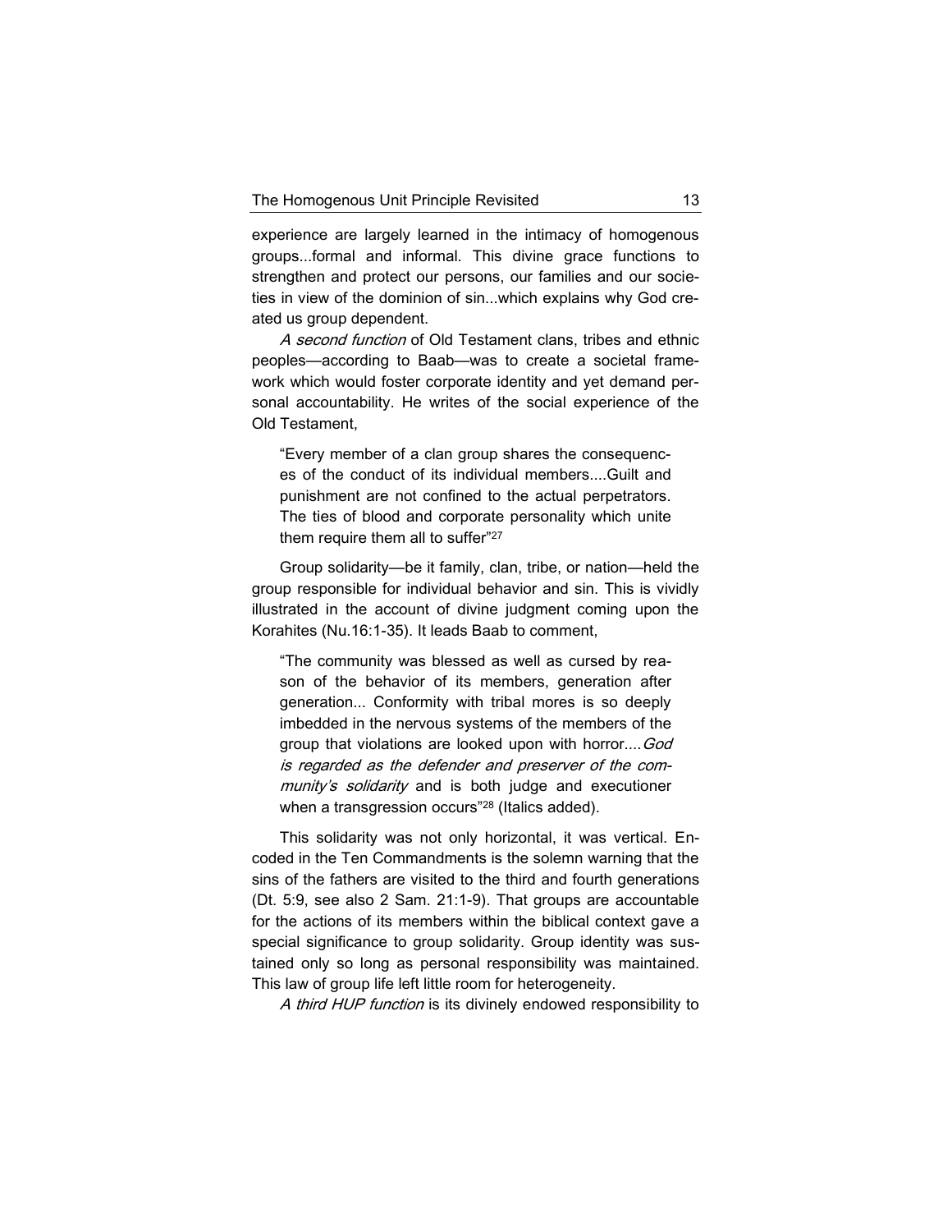experience are largely learned in the intimacy of homogenous groups...formal and informal. This divine grace functions to strengthen and protect our persons, our families and our societies in view of the dominion of sin...which explains why God created us group dependent.

*A second function* of Old Testament clans, tribes and ethnic peoples—according to Baab—was to create a societal framework which would foster corporate identity and yet demand personal accountability. He writes of the social experience of the Old Testament,

> "Every member of a clan group shares the consequences of the conduct of its individual members....Guilt and punishment are not confined to the actual perpetrators. The ties of blood and corporate personality which unite them require them all to suffer"[27]

Group solidarity—be it family, clan, tribe, or nation—held the group responsible for individual behavior and sin. This is vividly illustrated in the account of divine judgment coming upon the Korahites (Nu.16:1-35). It leads Baab to comment,

> "The community was blessed as well as cursed by reason of the behavior of its members, generation after generation... Conformity with tribal mores is so deeply imbedded in the nervous systems of the members of the group that violations are looked upon with horror....*God is regarded as the defender and preserver of the community's solidarity* and is both judge and executioner when a transgression occurs"[28] (Italics added).

This solidarity was not only horizontal, it was vertical. Encoded in the Ten Commandments is the solemn warning that the sins of the fathers are visited to the third and fourth generations (Dt. 5:9, see also 2 Sam. 21:1-9). That groups are accountable for the actions of its members within the biblical context gave a special significance to group solidarity. Group identity was sustained only so long as personal responsibility was maintained. This law of group life left little room for heterogeneity.

*A third HUP function* is its divinely endowed responsibility to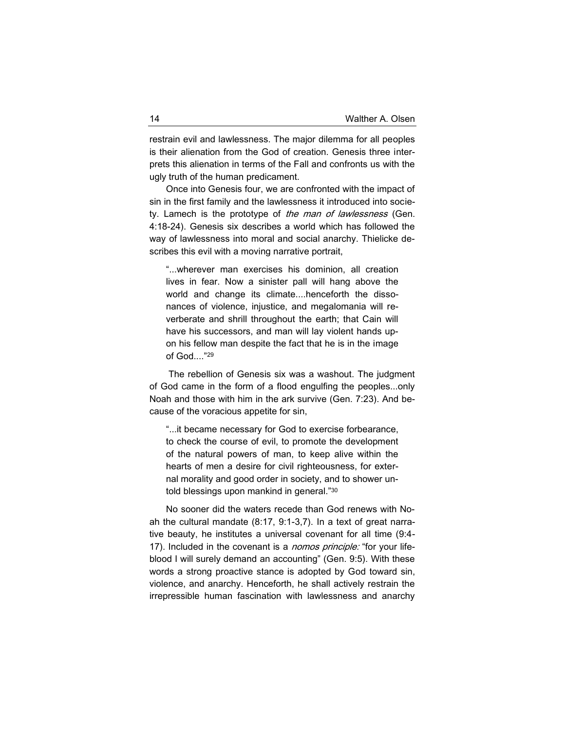restrain evil and lawlessness. The major dilemma for all peoples is their alienation from the God of creation. Genesis three interprets this alienation in terms of the Fall and confronts us with the ugly truth of the human predicament.

Once into Genesis four, we are confronted with the impact of sin in the first family and the lawlessness it introduced into society. Lamech is the prototype of *the man of lawlessness* (Gen. 4:18-24). Genesis six describes a world which has followed the way of lawlessness into moral and social anarchy. Thielicke describes this evil with a moving narrative portrait,

> "...wherever man exercises his dominion, all creation lives in fear. Now a sinister pall will hang above the world and change its climate....henceforth the dissonances of violence, injustice, and megalomania will reverberate and shrill throughout the earth; that Cain will have his successors, and man will lay violent hands upon his fellow man despite the fact that he is in the image of God...."[29]

The rebellion of Genesis six was a washout. The judgment of God came in the form of a flood engulfing the peoples...only Noah and those with him in the ark survive (Gen. 7:23). And because of the voracious appetite for sin,

> "...it became necessary for God to exercise forbearance, to check the course of evil, to promote the development of the natural powers of man, to keep alive within the hearts of men a desire for civil righteousness, for external morality and good order in society, and to shower untold blessings upon mankind in general."[30]

No sooner did the waters recede than God renews with Noah the cultural mandate (8:17, 9:1-3,7). In a text of great narrative beauty, he institutes a universal covenant for all time (9:4-17). Included in the covenant is a *nomos principle:* "for your lifeblood I will surely demand an accounting" (Gen. 9:5). With these words a strong proactive stance is adopted by God toward sin, violence, and anarchy. Henceforth, he shall actively restrain the irrepressible human fascination with lawlessness and anarchy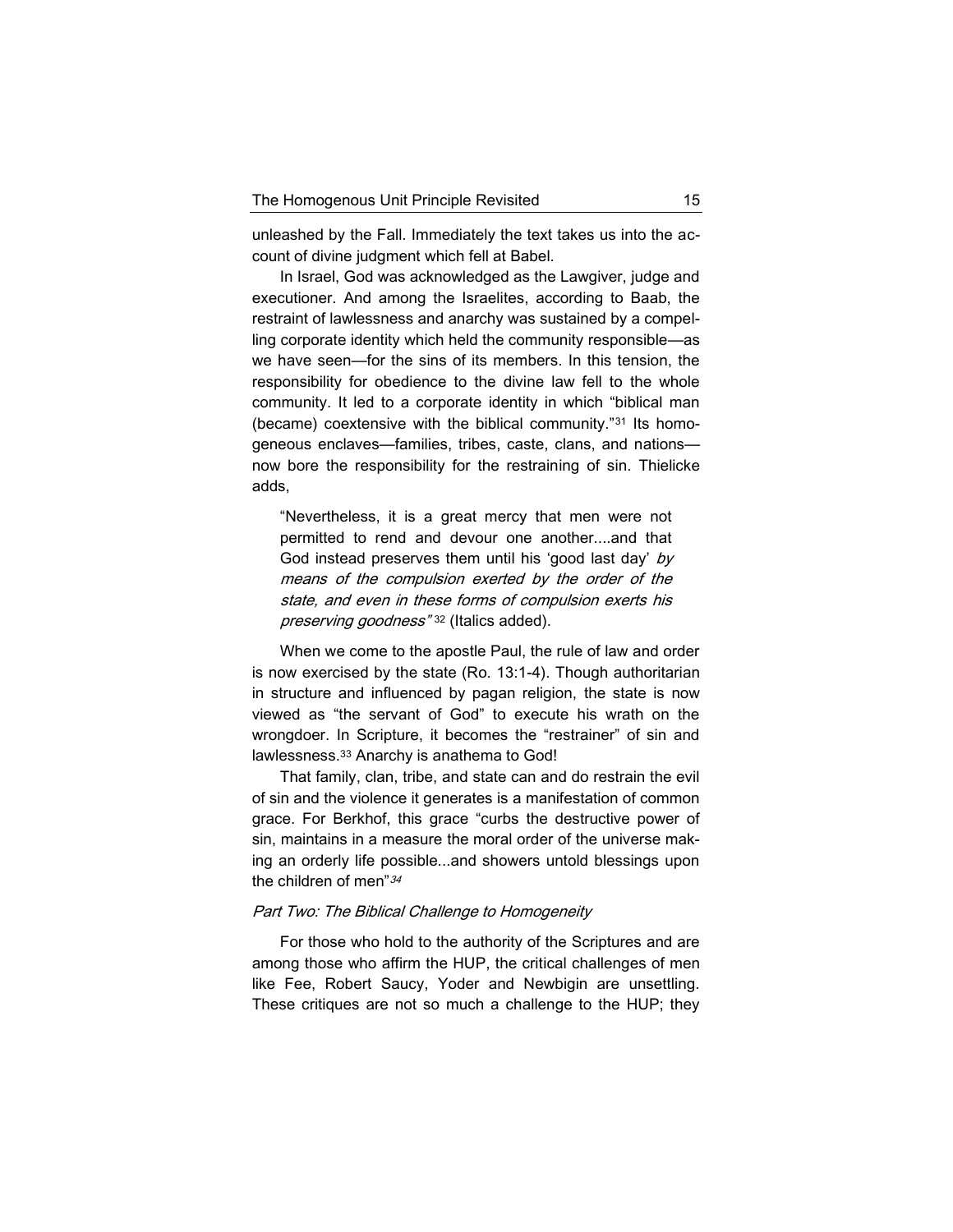unleashed by the Fall. Immediately the text takes us into the account of divine judgment which fell at Babel.

In Israel, God was acknowledged as the Lawgiver, judge and executioner. And among the Israelites, according to Baab, the restraint of lawlessness and anarchy was sustained by a compelling corporate identity which held the community responsible—as we have seen—for the sins of its members. In this tension, the responsibility for obedience to the divine law fell to the whole community. It led to a corporate identity in which "biblical man (became) coextensive with the biblical community."[31] Its homogeneous enclaves—families, tribes, caste, clans, and nations—now bore the responsibility for the restraining of sin. Thielicke adds,

> "Nevertheless, it is a great mercy that men were not permitted to rend and devour one another....and that God instead preserves them until his 'good last day' *by means of the compulsion exerted by the order of the state, and even in these forms of compulsion exerts his preserving goodness"* [32] (Italics added).

When we come to the apostle Paul, the rule of law and order is now exercised by the state (Ro. 13:1-4). Though authoritarian in structure and influenced by pagan religion, the state is now viewed as "the servant of God" to execute his wrath on the wrongdoer. In Scripture, it becomes the "restrainer" of sin and lawlessness.[33] Anarchy is anathema to God!

That family, clan, tribe, and state can and do restrain the evil of sin and the violence it generates is a manifestation of common grace. For Berkhof, this grace "curbs the destructive power of sin, maintains in a measure the moral order of the universe making an orderly life possible...and showers untold blessings upon the children of men"[34]

### *Part Two: The Biblical Challenge to Homogeneity*

For those who hold to the authority of the Scriptures and are among those who affirm the HUP, the critical challenges of men like Fee, Robert Saucy, Yoder and Newbigin are unsettling. These critiques are not so much a challenge to the HUP; they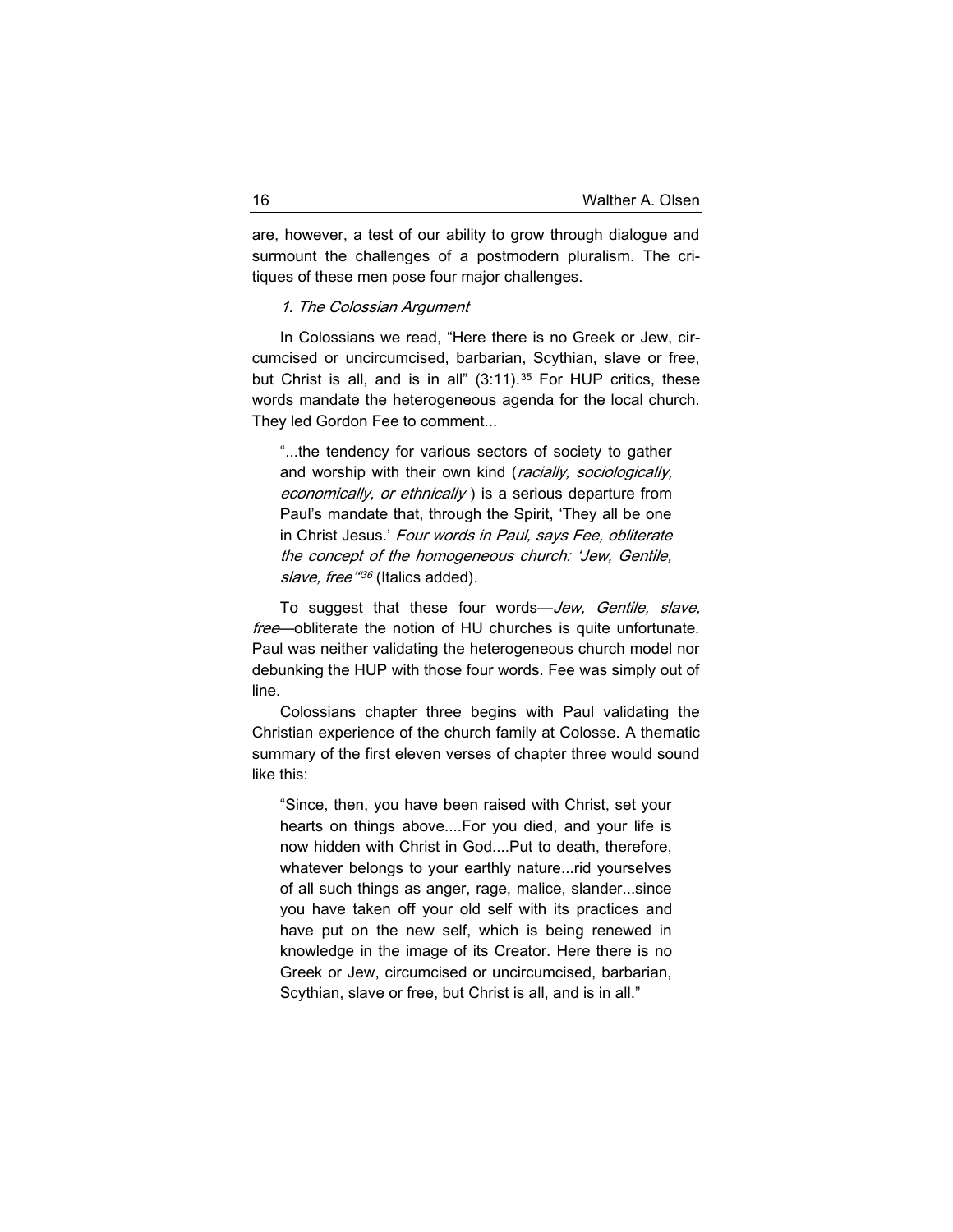are, however, a test of our ability to grow through dialogue and surmount the challenges of a postmodern pluralism. The critiques of these men pose four major challenges.

*1. The Colossian Argument*

In Colossians we read, "Here there is no Greek or Jew, circumcised or uncircumcised, barbarian, Scythian, slave or free, but Christ is all, and is in all" (3:11).[35] For HUP critics, these words mandate the heterogeneous agenda for the local church. They led Gordon Fee to comment...

> "...the tendency for various sectors of society to gather and worship with their own kind (*racially, sociologically, economically, or ethnically* ) is a serious departure from Paul's mandate that, through the Spirit, 'They all be one in Christ Jesus.' *Four words in Paul, says Fee, obliterate the concept of the homogeneous church: 'Jew, Gentile, slave, free'"*[36] (Italics added).

To suggest that these four words—*Jew, Gentile, slave, free*—obliterate the notion of HU churches is quite unfortunate. Paul was neither validating the heterogeneous church model nor debunking the HUP with those four words. Fee was simply out of line.

Colossians chapter three begins with Paul validating the Christian experience of the church family at Colosse. A thematic summary of the first eleven verses of chapter three would sound like this:

> "Since, then, you have been raised with Christ, set your hearts on things above....For you died, and your life is now hidden with Christ in God....Put to death, therefore, whatever belongs to your earthly nature...rid yourselves of all such things as anger, rage, malice, slander...since you have taken off your old self with its practices and have put on the new self, which is being renewed in knowledge in the image of its Creator. Here there is no Greek or Jew, circumcised or uncircumcised, barbarian, Scythian, slave or free, but Christ is all, and is in all."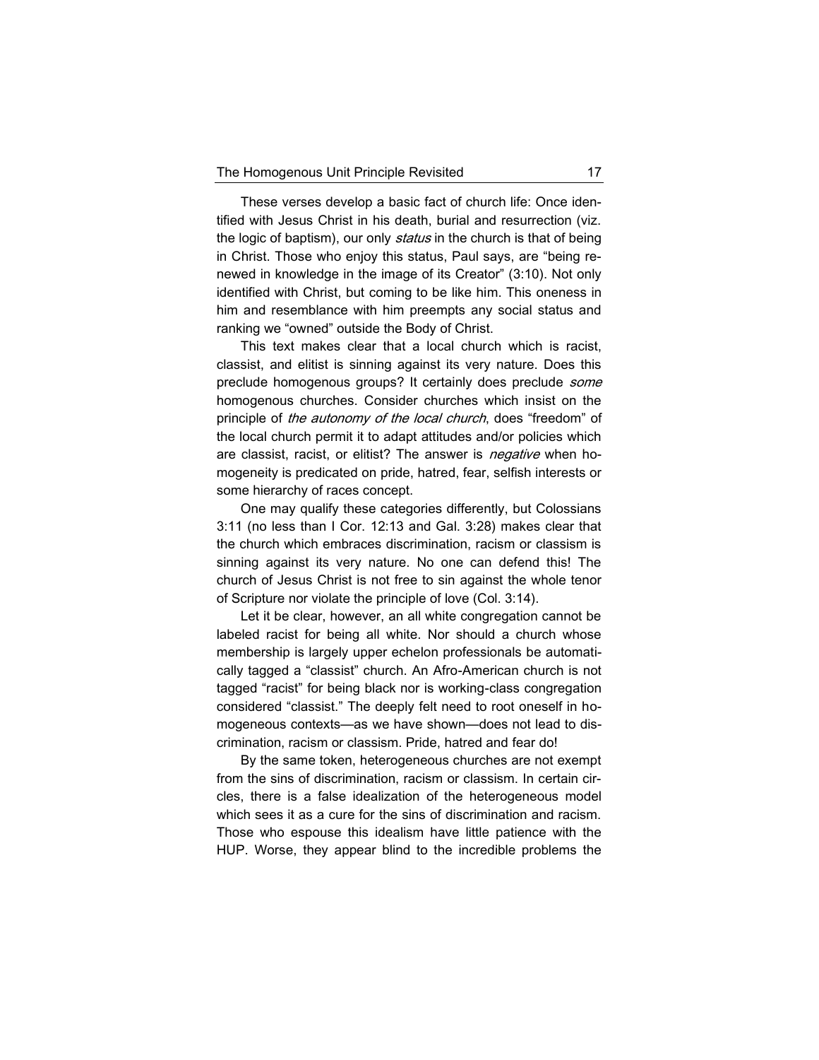These verses develop a basic fact of church life: Once identified with Jesus Christ in his death, burial and resurrection (viz. the logic of baptism), our only *status* in the church is that of being in Christ. Those who enjoy this status, Paul says, are "being renewed in knowledge in the image of its Creator" (3:10). Not only identified with Christ, but coming to be like him. This oneness in him and resemblance with him preempts any social status and ranking we "owned" outside the Body of Christ.

This text makes clear that a local church which is racist, classist, and elitist is sinning against its very nature. Does this preclude homogenous groups? It certainly does preclude *some* homogenous churches. Consider churches which insist on the principle of *the autonomy of the local church*, does "freedom" of the local church permit it to adapt attitudes and/or policies which are classist, racist, or elitist? The answer is *negative* when homogeneity is predicated on pride, hatred, fear, selfish interests or some hierarchy of races concept.

One may qualify these categories differently, but Colossians 3:11 (no less than I Cor. 12:13 and Gal. 3:28) makes clear that the church which embraces discrimination, racism or classism is sinning against its very nature. No one can defend this! The church of Jesus Christ is not free to sin against the whole tenor of Scripture nor violate the principle of love (Col. 3:14).

Let it be clear, however, an all white congregation cannot be labeled racist for being all white. Nor should a church whose membership is largely upper echelon professionals be automatically tagged a "classist" church. An Afro-American church is not tagged "racist" for being black nor is working-class congregation considered "classist." The deeply felt need to root oneself in homogeneous contexts—as we have shown—does not lead to discrimination, racism or classism. Pride, hatred and fear do!

By the same token, heterogeneous churches are not exempt from the sins of discrimination, racism or classism. In certain circles, there is a false idealization of the heterogeneous model which sees it as a cure for the sins of discrimination and racism. Those who espouse this idealism have little patience with the HUP. Worse, they appear blind to the incredible problems the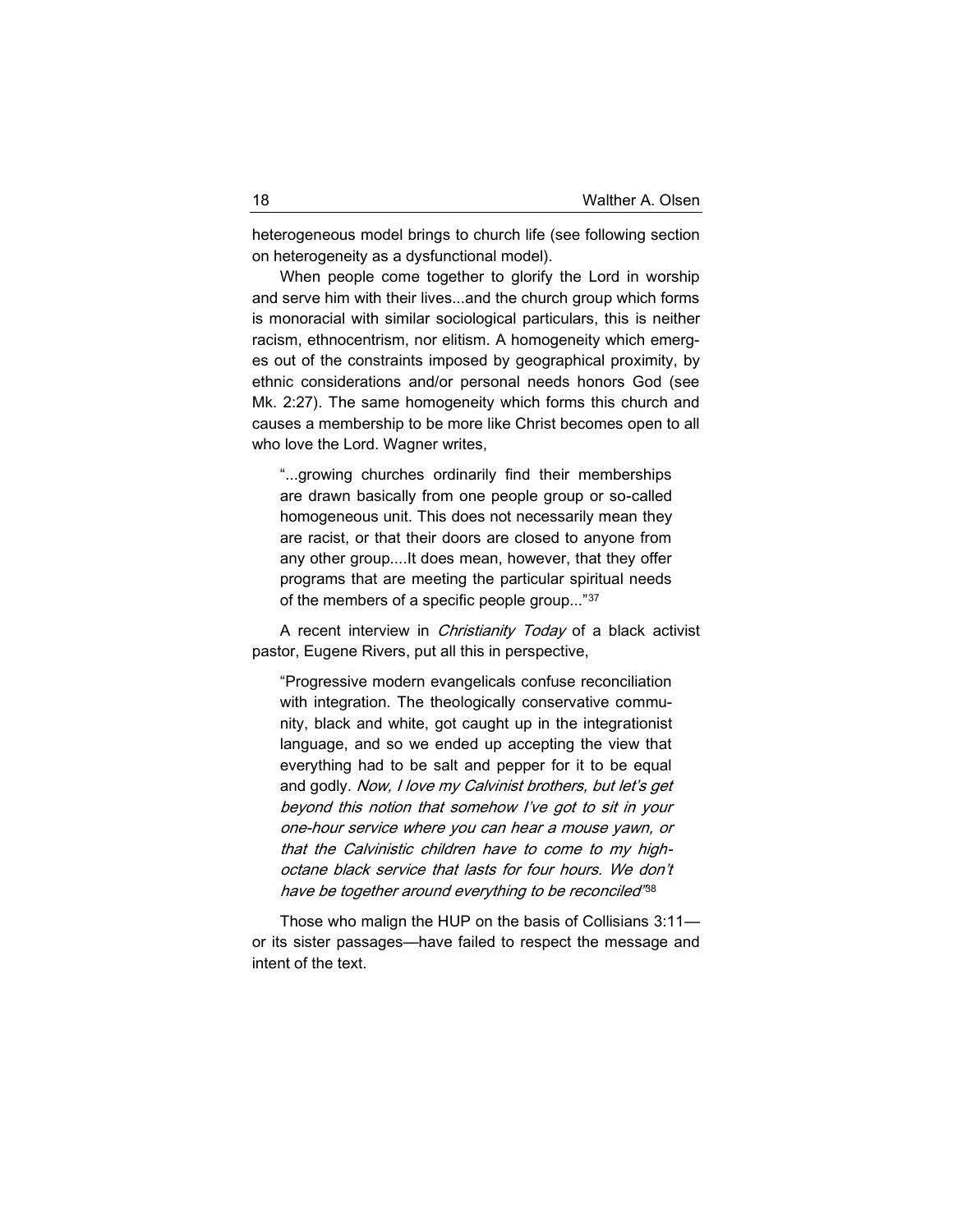heterogeneous model brings to church life (see following section on heterogeneity as a dysfunctional model).

When people come together to glorify the Lord in worship and serve him with their lives...and the church group which forms is monoracial with similar sociological particulars, this is neither racism, ethnocentrism, nor elitism. A homogeneity which emerges out of the constraints imposed by geographical proximity, by ethnic considerations and/or personal needs honors God (see Mk. 2:27). The same homogeneity which forms this church and causes a membership to be more like Christ becomes open to all who love the Lord. Wagner writes,

> "...growing churches ordinarily find their memberships are drawn basically from one people group or so-called homogeneous unit. This does not necessarily mean they are racist, or that their doors are closed to anyone from any other group....It does mean, however, that they offer programs that are meeting the particular spiritual needs of the members of a specific people group..."[37]

A recent interview in *Christianity Today* of a black activist pastor, Eugene Rivers, put all this in perspective,

> "Progressive modern evangelicals confuse reconciliation with integration. The theologically conservative community, black and white, got caught up in the integrationist language, and so we ended up accepting the view that everything had to be salt and pepper for it to be equal and godly. *Now, I love my Calvinist brothers, but let's get beyond this notion that somehow I've got to sit in your one-hour service where you can hear a mouse yawn, or that the Calvinistic children have to come to my high-octane black service that lasts for four hours. We don't have be together around everything to be reconciled"*[38]

Those who malign the HUP on the basis of Collisians 3:11—or its sister passages—have failed to respect the message and intent of the text.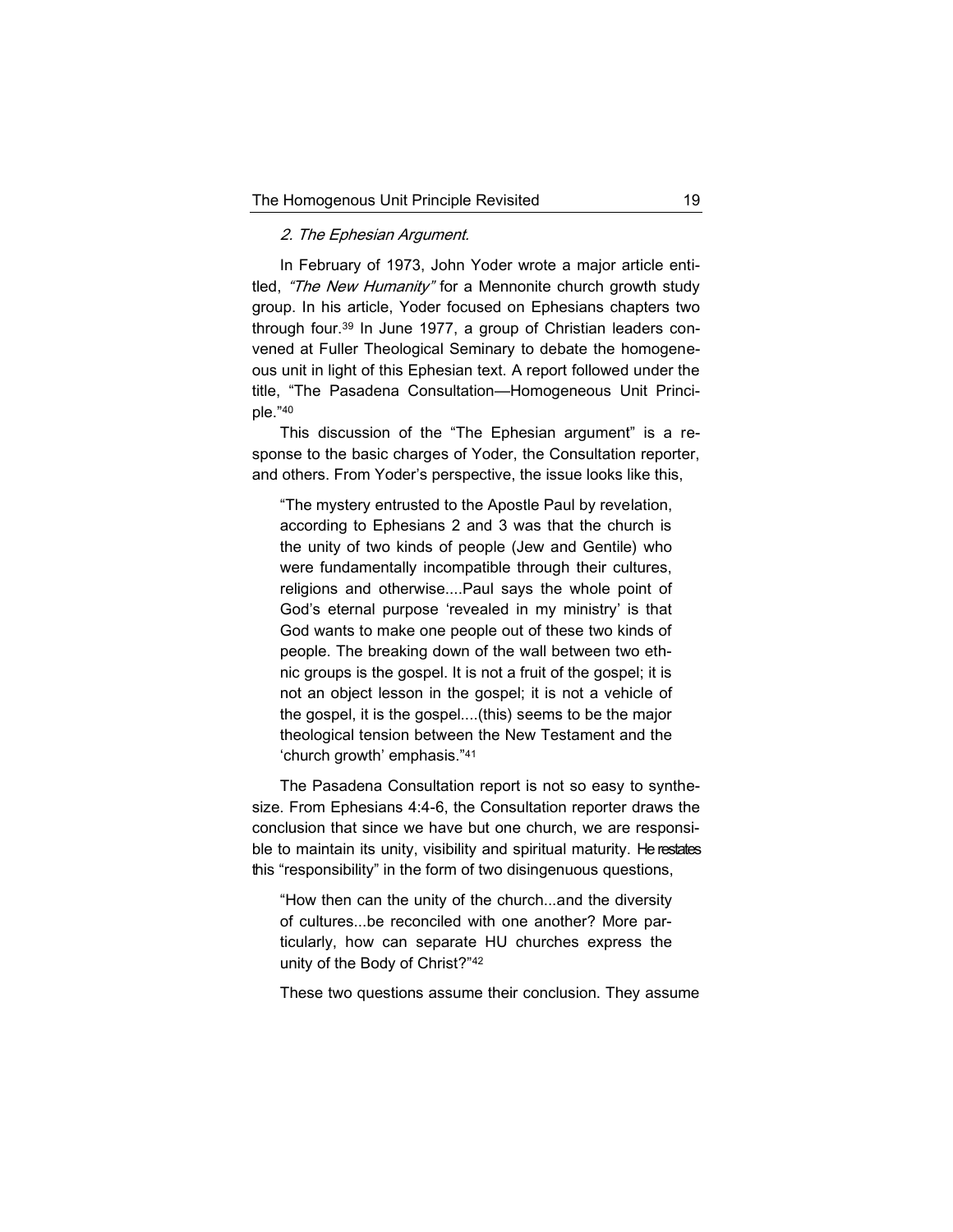*2. The Ephesian Argument.*

In February of 1973, John Yoder wrote a major article entitled, *"The New Humanity"* for a Mennonite church growth study group. In his article, Yoder focused on Ephesians chapters two through four.[39] In June 1977, a group of Christian leaders convened at Fuller Theological Seminary to debate the homogeneous unit in light of this Ephesian text. A report followed under the title, "The Pasadena Consultation—Homogeneous Unit Principle."[40]

This discussion of the "The Ephesian argument" is a response to the basic charges of Yoder, the Consultation reporter, and others. From Yoder's perspective, the issue looks like this,

> "The mystery entrusted to the Apostle Paul by revelation, according to Ephesians 2 and 3 was that the church is the unity of two kinds of people (Jew and Gentile) who were fundamentally incompatible through their cultures, religions and otherwise....Paul says the whole point of God's eternal purpose 'revealed in my ministry' is that God wants to make one people out of these two kinds of people. The breaking down of the wall between two ethnic groups is the gospel. It is not a fruit of the gospel; it is not an object lesson in the gospel; it is not a vehicle of the gospel, it is the gospel....(this) seems to be the major theological tension between the New Testament and the 'church growth' emphasis."[41]

The Pasadena Consultation report is not so easy to synthesize. From Ephesians 4:4-6, the Consultation reporter draws the conclusion that since we have but one church, we are responsible to maintain its unity, visibility and spiritual maturity. He restates this "responsibility" in the form of two disingenuous questions,

> "How then can the unity of the church...and the diversity of cultures...be reconciled with one another? More particularly, how can separate HU churches express the unity of the Body of Christ?"[42]

These two questions assume their conclusion. They assume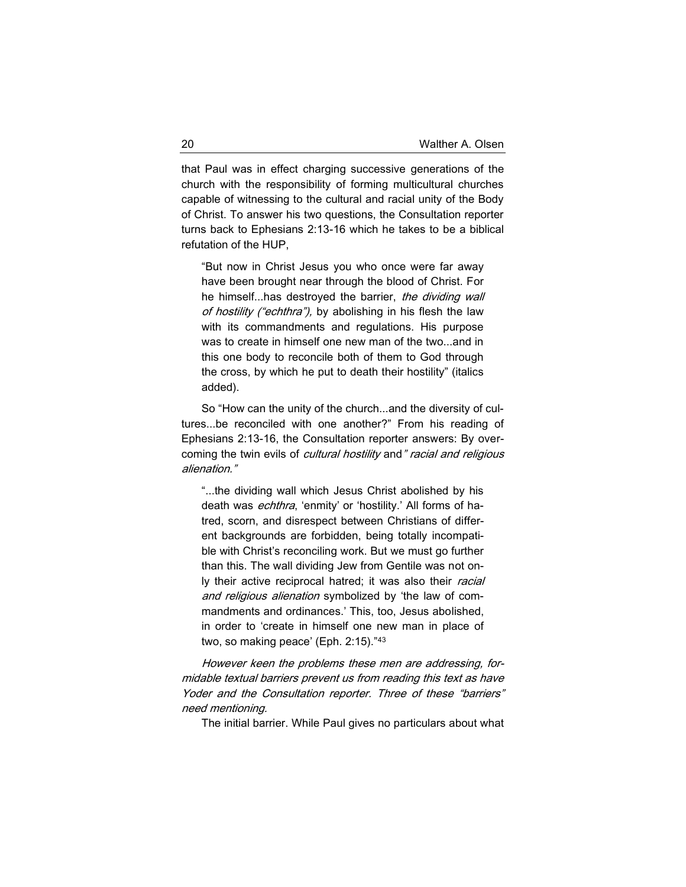that Paul was in effect charging successive generations of the church with the responsibility of forming multicultural churches capable of witnessing to the cultural and racial unity of the Body of Christ. To answer his two questions, the Consultation reporter turns back to Ephesians 2:13-16 which he takes to be a biblical refutation of the HUP,

> "But now in Christ Jesus you who once were far away have been brought near through the blood of Christ. For he himself...has destroyed the barrier, *the dividing wall of hostility ("echthra"),* by abolishing in his flesh the law with its commandments and regulations. His purpose was to create in himself one new man of the two...and in this one body to reconcile both of them to God through the cross, by which he put to death their hostility" (italics added).

So "How can the unity of the church...and the diversity of cultures...be reconciled with one another?" From his reading of Ephesians 2:13-16, the Consultation reporter answers: By overcoming the twin evils of *cultural hostility* and *" racial and religious alienation."*

> "...the dividing wall which Jesus Christ abolished by his death was *echthra*, 'enmity' or 'hostility.' All forms of hatred, scorn, and disrespect between Christians of different backgrounds are forbidden, being totally incompatible with Christ's reconciling work. But we must go further than this. The wall dividing Jew from Gentile was not only their active reciprocal hatred; it was also their *racial and religious alienation* symbolized by 'the law of commandments and ordinances.' This, too, Jesus abolished, in order to 'create in himself one new man in place of two, so making peace' (Eph. 2:15)."[43]

*However keen the problems these men are addressing, formidable textual barriers prevent us from reading this text as have Yoder and the Consultation reporter. Three of these "barriers" need mentioning.*

The initial barrier. While Paul gives no particulars about what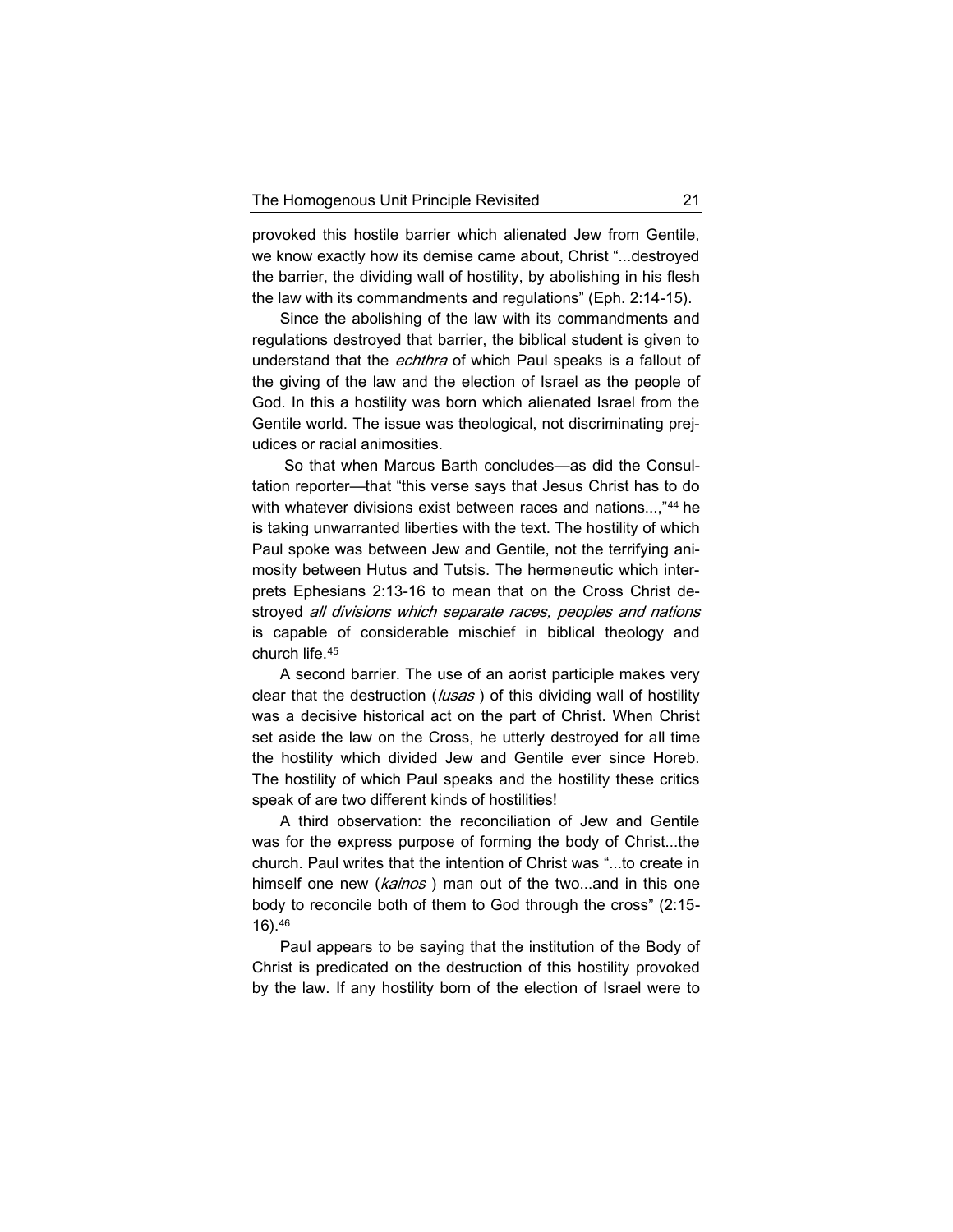provoked this hostile barrier which alienated Jew from Gentile, we know exactly how its demise came about, Christ "...destroyed the barrier, the dividing wall of hostility, by abolishing in his flesh the law with its commandments and regulations" (Eph. 2:14-15).

Since the abolishing of the law with its commandments and regulations destroyed that barrier, the biblical student is given to understand that the *echthra* of which Paul speaks is a fallout of the giving of the law and the election of Israel as the people of God. In this a hostility was born which alienated Israel from the Gentile world. The issue was theological, not discriminating prejudices or racial animosities.

So that when Marcus Barth concludes—as did the Consultation reporter—that "this verse says that Jesus Christ has to do with whatever divisions exist between races and nations...,"[44] he is taking unwarranted liberties with the text. The hostility of which Paul spoke was between Jew and Gentile, not the terrifying animosity between Hutus and Tutsis. The hermeneutic which interprets Ephesians 2:13-16 to mean that on the Cross Christ destroyed *all divisions which separate races, peoples and nations* is capable of considerable mischief in biblical theology and church life.[45]

A second barrier. The use of an aorist participle makes very clear that the destruction (*lusas* ) of this dividing wall of hostility was a decisive historical act on the part of Christ. When Christ set aside the law on the Cross, he utterly destroyed for all time the hostility which divided Jew and Gentile ever since Horeb. The hostility of which Paul speaks and the hostility these critics speak of are two different kinds of hostilities!

A third observation: the reconciliation of Jew and Gentile was for the express purpose of forming the body of Christ...the church. Paul writes that the intention of Christ was "...to create in himself one new (*kainos* ) man out of the two...and in this one body to reconcile both of them to God through the cross" (2:15-16).[46]

Paul appears to be saying that the institution of the Body of Christ is predicated on the destruction of this hostility provoked by the law. If any hostility born of the election of Israel were to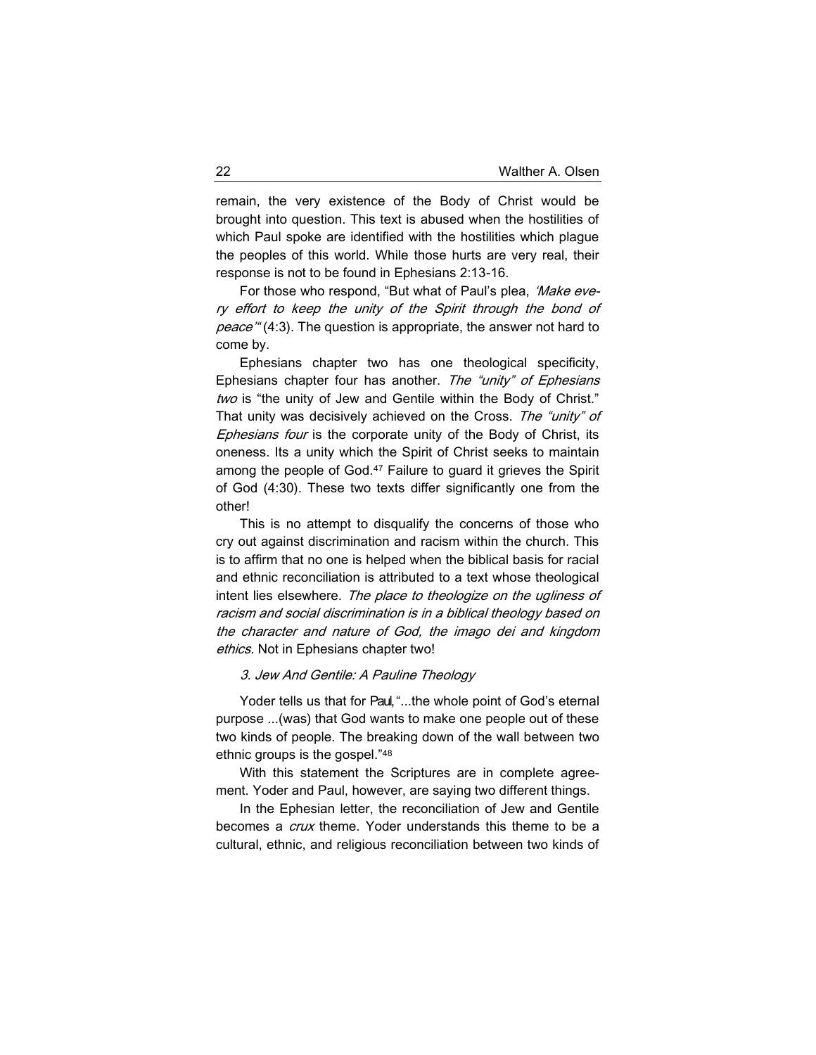remain, the very existence of the Body of Christ would be brought into question. This text is abused when the hostilities of which Paul spoke are identified with the hostilities which plague the peoples of this world. While those hurts are very real, their response is not to be found in Ephesians 2:13-16.

For those who respond, "But what of Paul's plea, *'Make every effort to keep the unity of the Spirit through the bond of peace'*" (4:3). The question is appropriate, the answer not hard to come by.

Ephesians chapter two has one theological specificity, Ephesians chapter four has another. *The "unity" of Ephesians two* is "the unity of Jew and Gentile within the Body of Christ." That unity was decisively achieved on the Cross. *The "unity" of Ephesians four* is the corporate unity of the Body of Christ, its oneness. Its a unity which the Spirit of Christ seeks to maintain among the people of God.[47] Failure to guard it grieves the Spirit of God (4:30). These two texts differ significantly one from the other!

This is no attempt to disqualify the concerns of those who cry out against discrimination and racism within the church. This is to affirm that no one is helped when the biblical basis for racial and ethnic reconciliation is attributed to a text whose theological intent lies elsewhere. *The place to theologize on the ugliness of racism and social discrimination is in a biblical theology based on the character and nature of God, the imago dei and kingdom ethics.* Not in Ephesians chapter two!

### *3. Jew And Gentile: A Pauline Theology*

Yoder tells us that for Paul, "...the whole point of God's eternal purpose ...(was) that God wants to make one people out of these two kinds of people. The breaking down of the wall between two ethnic groups is the gospel."[48]

With this statement the Scriptures are in complete agreement. Yoder and Paul, however, are saying two different things.

In the Ephesian letter, the reconciliation of Jew and Gentile becomes a *crux* theme. Yoder understands this theme to be a cultural, ethnic, and religious reconciliation between two kinds of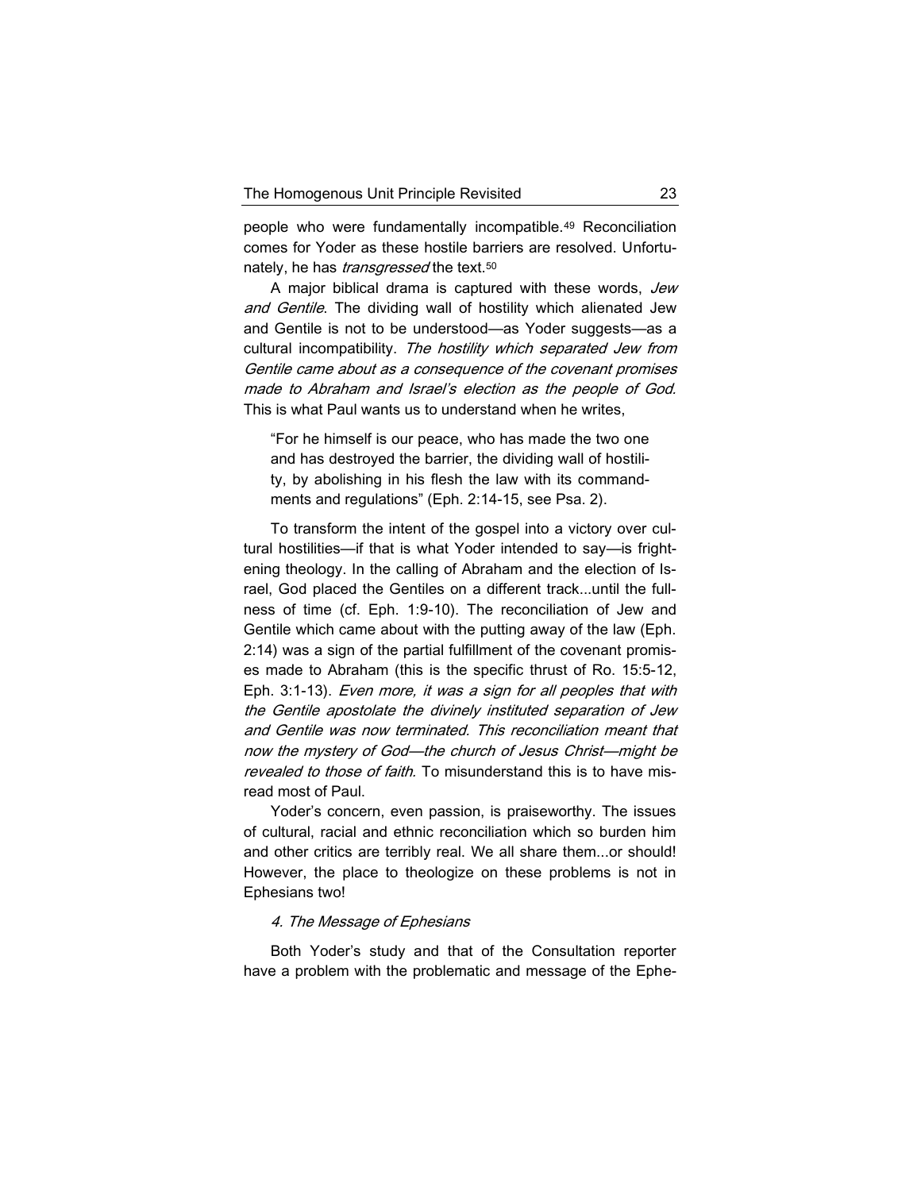people who were fundamentally incompatible.[49] Reconciliation comes for Yoder as these hostile barriers are resolved. Unfortunately, he has *transgressed* the text.[50]

A major biblical drama is captured with these words, *Jew and Gentile*. The dividing wall of hostility which alienated Jew and Gentile is not to be understood—as Yoder suggests—as a cultural incompatibility. *The hostility which separated Jew from Gentile came about as a consequence of the covenant promises made to Abraham and Israel's election as the people of God.* This is what Paul wants us to understand when he writes,

> "For he himself is our peace, who has made the two one and has destroyed the barrier, the dividing wall of hostility, by abolishing in his flesh the law with its commandments and regulations" (Eph. 2:14-15, see Psa. 2).

To transform the intent of the gospel into a victory over cultural hostilities—if that is what Yoder intended to say—is frightening theology. In the calling of Abraham and the election of Israel, God placed the Gentiles on a different track...until the fullness of time (cf. Eph. 1:9-10). The reconciliation of Jew and Gentile which came about with the putting away of the law (Eph. 2:14) was a sign of the partial fulfillment of the covenant promises made to Abraham (this is the specific thrust of Ro. 15:5-12, Eph. 3:1-13). *Even more, it was a sign for all peoples that with the Gentile apostolate the divinely instituted separation of Jew and Gentile was now terminated. This reconciliation meant that now the mystery of God—the church of Jesus Christ—might be revealed to those of faith.* To misunderstand this is to have misread most of Paul.

Yoder's concern, even passion, is praiseworthy. The issues of cultural, racial and ethnic reconciliation which so burden him and other critics are terribly real. We all share them...or should! However, the place to theologize on these problems is not in Ephesians two!

### *4. The Message of Ephesians*

Both Yoder's study and that of the Consultation reporter have a problem with the problematic and message of the Ephe-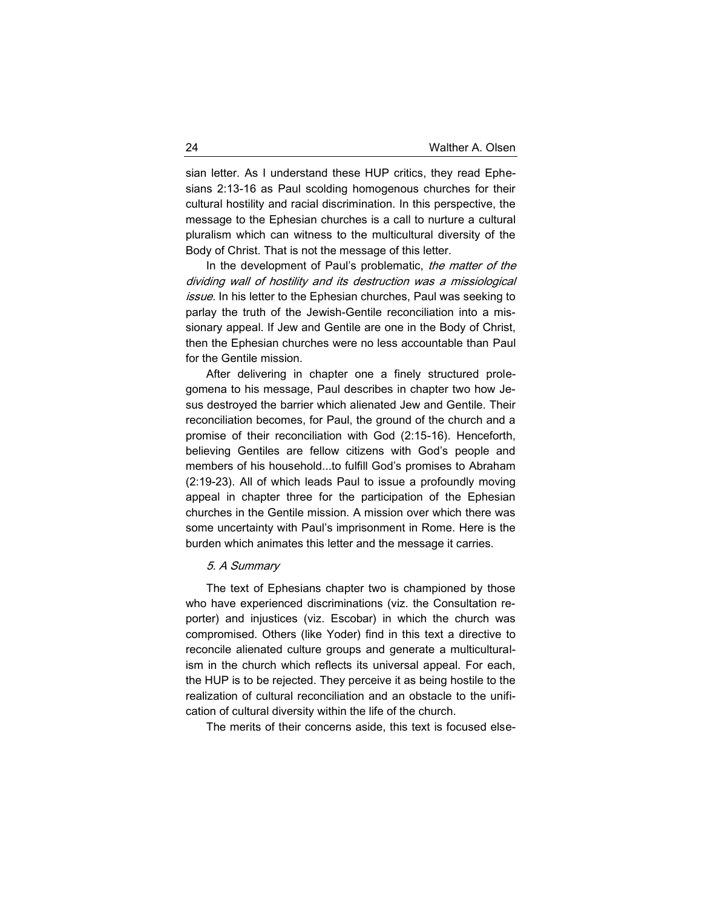sian letter. As I understand these HUP critics, they read Ephesians 2:13-16 as Paul scolding homogenous churches for their cultural hostility and racial discrimination. In this perspective, the message to the Ephesian churches is a call to nurture a cultural pluralism which can witness to the multicultural diversity of the Body of Christ. That is not the message of this letter.

In the development of Paul's problematic, *the matter of the dividing wall of hostility and its destruction was a missiological issue.* In his letter to the Ephesian churches, Paul was seeking to parlay the truth of the Jewish-Gentile reconciliation into a missionary appeal. If Jew and Gentile are one in the Body of Christ, then the Ephesian churches were no less accountable than Paul for the Gentile mission.

After delivering in chapter one a finely structured prolegomena to his message, Paul describes in chapter two how Jesus destroyed the barrier which alienated Jew and Gentile. Their reconciliation becomes, for Paul, the ground of the church and a promise of their reconciliation with God (2:15-16). Henceforth, believing Gentiles are fellow citizens with God's people and members of his household...to fulfill God's promises to Abraham (2:19-23). All of which leads Paul to issue a profoundly moving appeal in chapter three for the participation of the Ephesian churches in the Gentile mission. A mission over which there was some uncertainty with Paul's imprisonment in Rome. Here is the burden which animates this letter and the message it carries.

### *5. A Summary*

The text of Ephesians chapter two is championed by those who have experienced discriminations (viz. the Consultation reporter) and injustices (viz. Escobar) in which the church was compromised. Others (like Yoder) find in this text a directive to reconcile alienated culture groups and generate a multiculturalism in the church which reflects its universal appeal. For each, the HUP is to be rejected. They perceive it as being hostile to the realization of cultural reconciliation and an obstacle to the unification of cultural diversity within the life of the church.

The merits of their concerns aside, this text is focused else-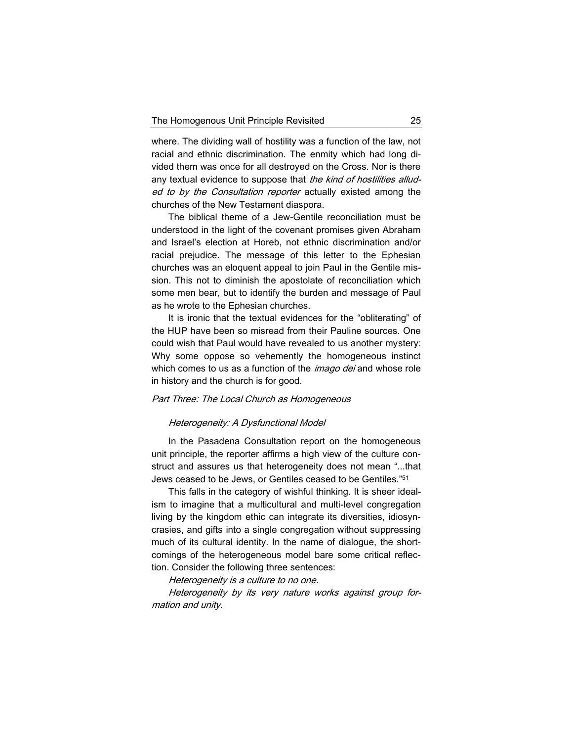where. The dividing wall of hostility was a function of the law, not racial and ethnic discrimination. The enmity which had long divided them was once for all destroyed on the Cross. Nor is there any textual evidence to suppose that *the kind of hostilities alluded to by the Consultation reporter* actually existed among the churches of the New Testament diaspora.

The biblical theme of a Jew-Gentile reconciliation must be understood in the light of the covenant promises given Abraham and Israel's election at Horeb, not ethnic discrimination and/or racial prejudice. The message of this letter to the Ephesian churches was an eloquent appeal to join Paul in the Gentile mission. This not to diminish the apostolate of reconciliation which some men bear, but to identify the burden and message of Paul as he wrote to the Ephesian churches.

It is ironic that the textual evidences for the "obliterating" of the HUP have been so misread from their Pauline sources. One could wish that Paul would have revealed to us another mystery: Why some oppose so vehemently the homogeneous instinct which comes to us as a function of the *imago dei* and whose role in history and the church is for good.

## *Part Three: The Local Church as Homogeneous*

### *Heterogeneity: A Dysfunctional Model*

In the Pasadena Consultation report on the homogeneous unit principle, the reporter affirms a high view of the culture construct and assures us that heterogeneity does not mean "...that Jews ceased to be Jews, or Gentiles ceased to be Gentiles."[51]

This falls in the category of wishful thinking. It is sheer idealism to imagine that a multicultural and multi-level congregation living by the kingdom ethic can integrate its diversities, idiosyncrasies, and gifts into a single congregation without suppressing much of its cultural identity. In the name of dialogue, the shortcomings of the heterogeneous model bare some critical reflection. Consider the following three sentences:

*Heterogeneity is a culture to no one.*

*Heterogeneity by its very nature works against group formation and unity.*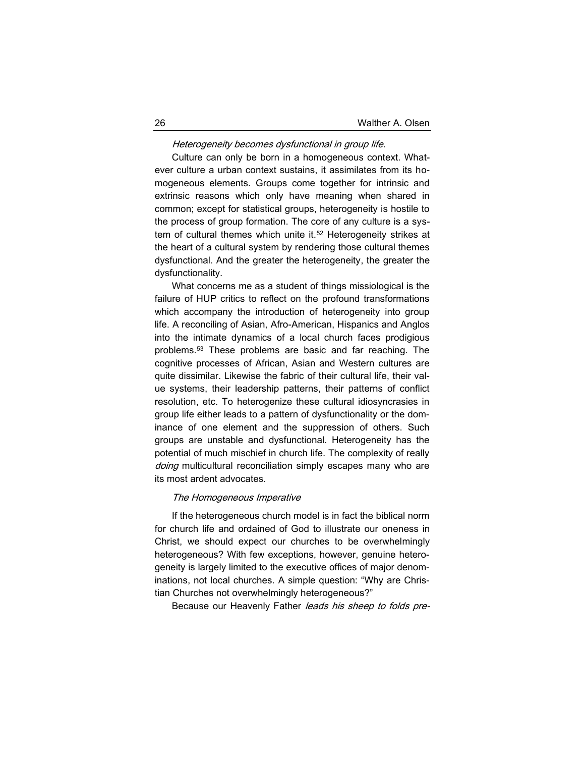*Heterogeneity becomes dysfunctional in group life.*

Culture can only be born in a homogeneous context. Whatever culture a urban context sustains, it assimilates from its homogeneous elements. Groups come together for intrinsic and extrinsic reasons which only have meaning when shared in common; except for statistical groups, heterogeneity is hostile to the process of group formation. The core of any culture is a system of cultural themes which unite it.[52] Heterogeneity strikes at the heart of a cultural system by rendering those cultural themes dysfunctional. And the greater the heterogeneity, the greater the dysfunctionality.

What concerns me as a student of things missiological is the failure of HUP critics to reflect on the profound transformations which accompany the introduction of heterogeneity into group life. A reconciling of Asian, Afro-American, Hispanics and Anglos into the intimate dynamics of a local church faces prodigious problems.[53] These problems are basic and far reaching. The cognitive processes of African, Asian and Western cultures are quite dissimilar. Likewise the fabric of their cultural life, their value systems, their leadership patterns, their patterns of conflict resolution, etc. To heterogenize these cultural idiosyncrasies in group life either leads to a pattern of dysfunctionality or the dominance of one element and the suppression of others. Such groups are unstable and dysfunctional. Heterogeneity has the potential of much mischief in church life. The complexity of really *doing* multicultural reconciliation simply escapes many who are its most ardent advocates.

*The Homogeneous Imperative*

If the heterogeneous church model is in fact the biblical norm for church life and ordained of God to illustrate our oneness in Christ, we should expect our churches to be overwhelmingly heterogeneous? With few exceptions, however, genuine heterogeneity is largely limited to the executive offices of major denominations, not local churches. A simple question: "Why are Christian Churches not overwhelmingly heterogeneous?"

Because our Heavenly Father *leads his sheep to folds pre-*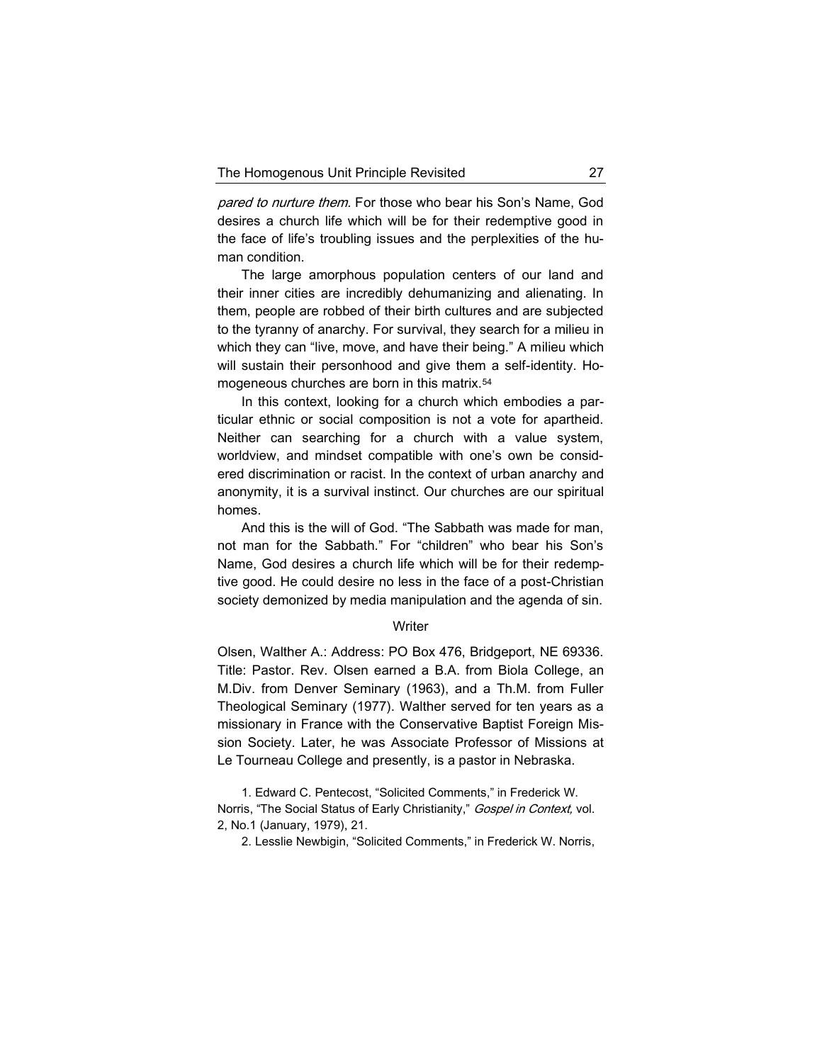*pared to nurture them.* For those who bear his Son's Name, God desires a church life which will be for their redemptive good in the face of life's troubling issues and the perplexities of the human condition.

The large amorphous population centers of our land and their inner cities are incredibly dehumanizing and alienating. In them, people are robbed of their birth cultures and are subjected to the tyranny of anarchy. For survival, they search for a milieu in which they can "live, move, and have their being." A milieu which will sustain their personhood and give them a self-identity. Homogeneous churches are born in this matrix.[54]

In this context, looking for a church which embodies a particular ethnic or social composition is not a vote for apartheid. Neither can searching for a church with a value system, worldview, and mindset compatible with one's own be considered discrimination or racist. In the context of urban anarchy and anonymity, it is a survival instinct. Our churches are our spiritual homes.

And this is the will of God. "The Sabbath was made for man, not man for the Sabbath." For "children" who bear his Son's Name, God desires a church life which will be for their redemptive good. He could desire no less in the face of a post-Christian society demonized by media manipulation and the agenda of sin.

## Writer

Olsen, Walther A.: Address: PO Box 476, Bridgeport, NE 69336. Title: Pastor. Rev. Olsen earned a B.A. from Biola College, an M.Div. from Denver Seminary (1963), and a Th.M. from Fuller Theological Seminary (1977). Walther served for ten years as a missionary in France with the Conservative Baptist Foreign Mission Society. Later, he was Associate Professor of Missions at Le Tourneau College and presently, is a pastor in Nebraska.

1. Edward C. Pentecost, "Solicited Comments," in Frederick W. Norris, "The Social Status of Early Christianity," *Gospel in Context,* vol. 2, No.1 (January, 1979), 21.

2. Lesslie Newbigin, "Solicited Comments," in Frederick W. Norris,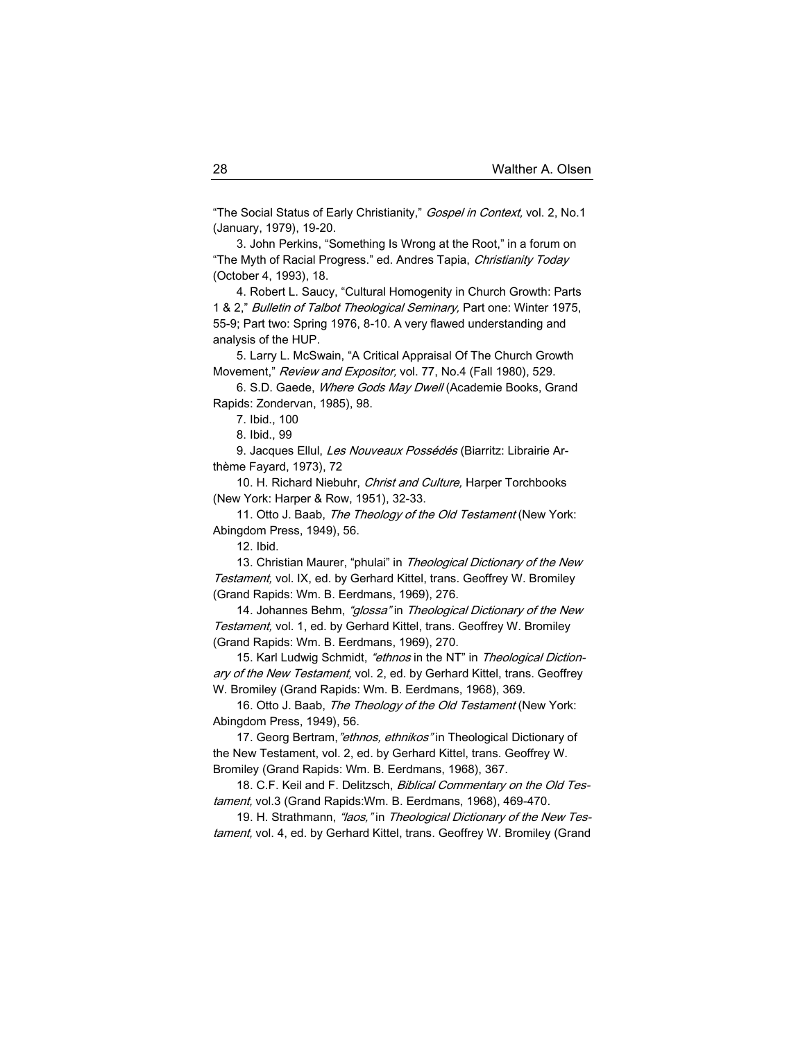"The Social Status of Early Christianity," *Gospel in Context,* vol. 2, No.1 (January, 1979), 19-20.

3. John Perkins, "Something Is Wrong at the Root," in a forum on "The Myth of Racial Progress." ed. Andres Tapia, *Christianity Today* (October 4, 1993), 18.

4. Robert L. Saucy, "Cultural Homogenity in Church Growth: Parts 1 & 2," *Bulletin of Talbot Theological Seminary,* Part one: Winter 1975, 55-9; Part two: Spring 1976, 8-10. A very flawed understanding and analysis of the HUP.

5. Larry L. McSwain, "A Critical Appraisal Of The Church Growth Movement," *Review and Expositor,* vol. 77, No.4 (Fall 1980), 529.

6. S.D. Gaede, *Where Gods May Dwell* (Academie Books, Grand Rapids: Zondervan, 1985), 98.

7. Ibid., 100

8. Ibid., 99

9. Jacques Ellul, *Les Nouveaux Possédés* (Biarritz: Librairie Arthème Fayard, 1973), 72

10. H. Richard Niebuhr, *Christ and Culture,* Harper Torchbooks (New York: Harper & Row, 1951), 32-33.

11. Otto J. Baab, *The Theology of the Old Testament* (New York: Abingdom Press, 1949), 56.

12. Ibid.

13. Christian Maurer, "phulai" in *Theological Dictionary of the New Testament,* vol. IX, ed. by Gerhard Kittel, trans. Geoffrey W. Bromiley (Grand Rapids: Wm. B. Eerdmans, 1969), 276.

14. Johannes Behm, *"glossa"* in *Theological Dictionary of the New Testament,* vol. 1, ed. by Gerhard Kittel, trans. Geoffrey W. Bromiley (Grand Rapids: Wm. B. Eerdmans, 1969), 270.

15. Karl Ludwig Schmidt, *"ethnos* in the NT" in *Theological Dictionary of the New Testament,* vol. 2, ed. by Gerhard Kittel, trans. Geoffrey W. Bromiley (Grand Rapids: Wm. B. Eerdmans, 1968), 369.

16. Otto J. Baab, *The Theology of the Old Testament* (New York: Abingdom Press, 1949), 56.

17. Georg Bertram,*"ethnos, ethnikos"* in Theological Dictionary of the New Testament, vol. 2, ed. by Gerhard Kittel, trans. Geoffrey W. Bromiley (Grand Rapids: Wm. B. Eerdmans, 1968), 367.

18. C.F. Keil and F. Delitzsch, *Biblical Commentary on the Old Testament,* vol.3 (Grand Rapids:Wm. B. Eerdmans, 1968), 469-470.

19. H. Strathmann, *"laos,"* in *Theological Dictionary of the New Testament,* vol. 4, ed. by Gerhard Kittel, trans. Geoffrey W. Bromiley (Grand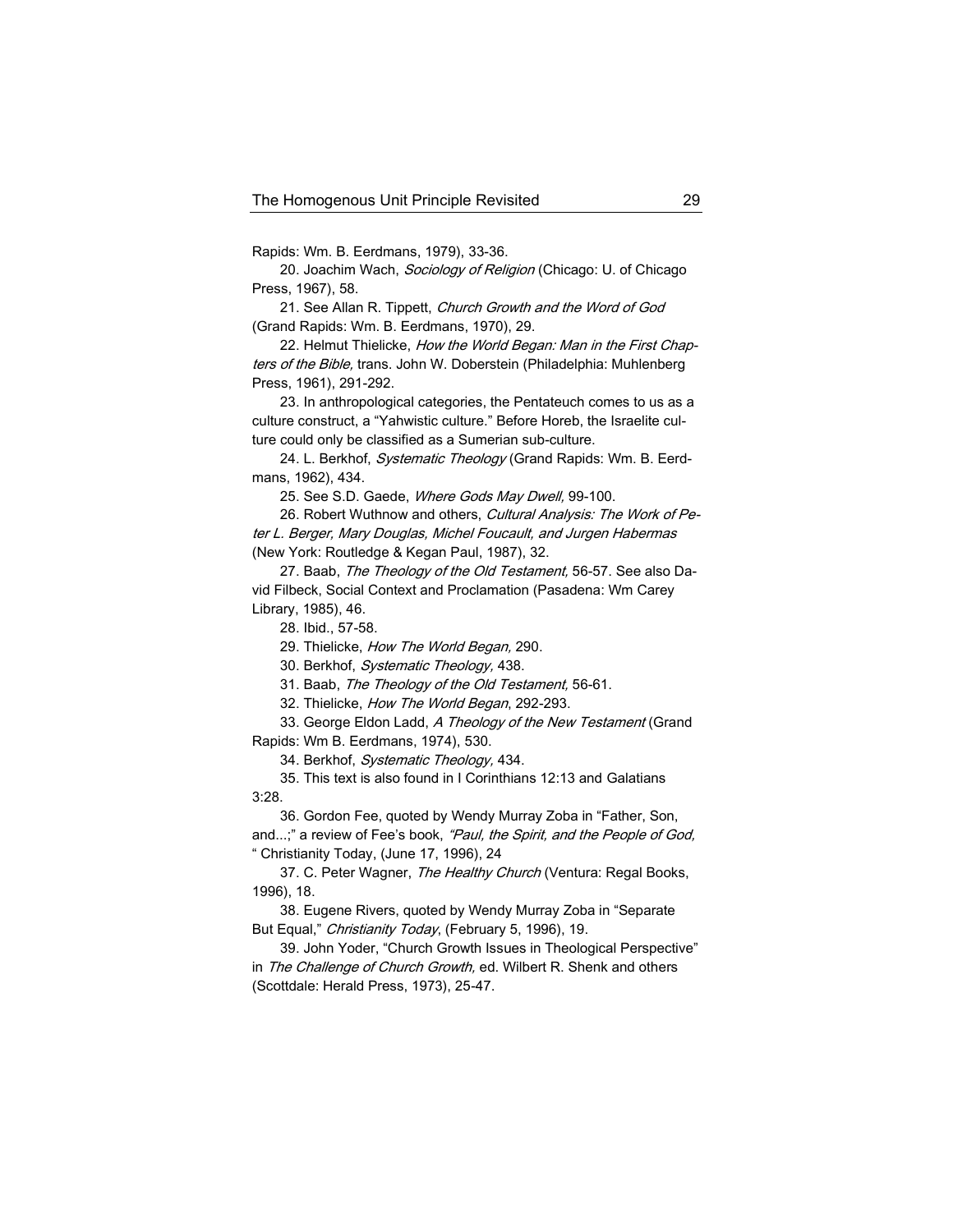Rapids: Wm. B. Eerdmans, 1979), 33-36.

20. Joachim Wach, *Sociology of Religion* (Chicago: U. of Chicago Press, 1967), 58.

21. See Allan R. Tippett, *Church Growth and the Word of God* (Grand Rapids: Wm. B. Eerdmans, 1970), 29.

22. Helmut Thielicke, *How the World Began: Man in the First Chapters of the Bible,* trans. John W. Doberstein (Philadelphia: Muhlenberg Press, 1961), 291-292.

23. In anthropological categories, the Pentateuch comes to us as a culture construct, a "Yahwistic culture." Before Horeb, the Israelite culture could only be classified as a Sumerian sub-culture.

24. L. Berkhof, *Systematic Theology* (Grand Rapids: Wm. B. Eerdmans, 1962), 434.

25. See S.D. Gaede, *Where Gods May Dwell,* 99-100.

26. Robert Wuthnow and others, *Cultural Analysis: The Work of Peter L. Berger, Mary Douglas, Michel Foucault, and Jurgen Habermas* (New York: Routledge & Kegan Paul, 1987), 32.

27. Baab, *The Theology of the Old Testament,* 56-57. See also David Filbeck, Social Context and Proclamation (Pasadena: Wm Carey Library, 1985), 46.

28. Ibid., 57-58.

29. Thielicke, *How The World Began,* 290.

30. Berkhof, *Systematic Theology,* 438.

31. Baab, *The Theology of the Old Testament,* 56-61.

32. Thielicke, *How The World Began*, 292-293.

33. George Eldon Ladd, *A Theology of the New Testament* (Grand Rapids: Wm B. Eerdmans, 1974), 530.

34. Berkhof, *Systematic Theology,* 434.

35. This text is also found in I Corinthians 12:13 and Galatians 3:28.

36. Gordon Fee, quoted by Wendy Murray Zoba in "Father, Son, and...;" a review of Fee's book, *"Paul, the Spirit, and the People of God,* " Christianity Today, (June 17, 1996), 24

37. C. Peter Wagner, *The Healthy Church* (Ventura: Regal Books, 1996), 18.

38. Eugene Rivers, quoted by Wendy Murray Zoba in "Separate But Equal," *Christianity Today*, (February 5, 1996), 19.

39. John Yoder, "Church Growth Issues in Theological Perspective" in *The Challenge of Church Growth,* ed. Wilbert R. Shenk and others (Scottdale: Herald Press, 1973), 25-47.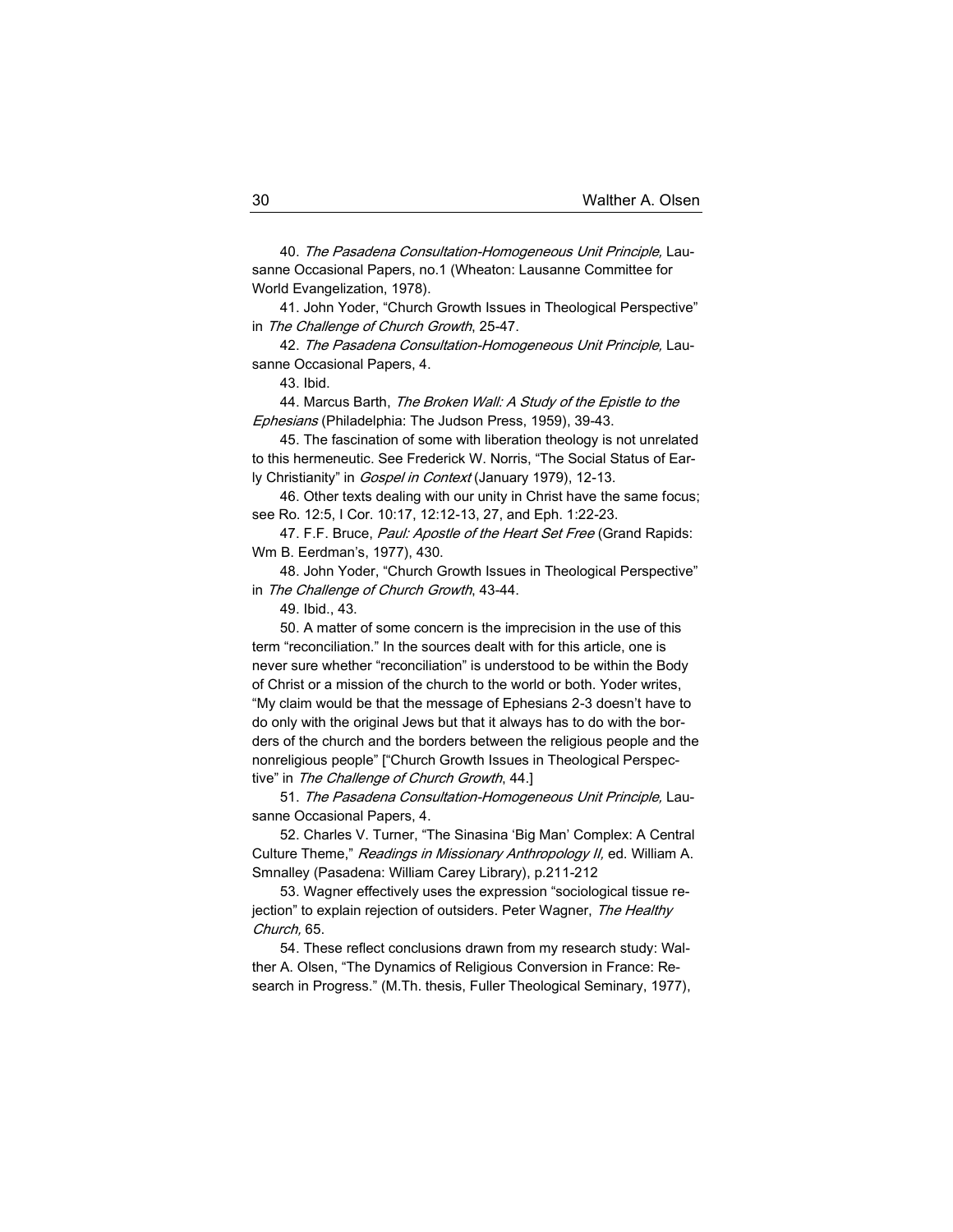40. *The Pasadena Consultation-Homogeneous Unit Principle,* Lausanne Occasional Papers, no.1 (Wheaton: Lausanne Committee for World Evangelization, 1978).

41. John Yoder, "Church Growth Issues in Theological Perspective" in *The Challenge of Church Growth*, 25-47.

42. *The Pasadena Consultation-Homogeneous Unit Principle,* Lausanne Occasional Papers, 4.

43. Ibid.

44. Marcus Barth, *The Broken Wall: A Study of the Epistle to the Ephesians* (Philadelphia: The Judson Press, 1959), 39-43.

45. The fascination of some with liberation theology is not unrelated to this hermeneutic. See Frederick W. Norris, "The Social Status of Early Christianity" in *Gospel in Context* (January 1979), 12-13.

46. Other texts dealing with our unity in Christ have the same focus; see Ro. 12:5, I Cor. 10:17, 12:12-13, 27, and Eph. 1:22-23.

47. F.F. Bruce, *Paul: Apostle of the Heart Set Free* (Grand Rapids: Wm B. Eerdman's, 1977), 430.

48. John Yoder, "Church Growth Issues in Theological Perspective" in *The Challenge of Church Growth*, 43-44.

49. Ibid., 43.

50. A matter of some concern is the imprecision in the use of this term "reconciliation." In the sources dealt with for this article, one is never sure whether "reconciliation" is understood to be within the Body of Christ or a mission of the church to the world or both. Yoder writes, "My claim would be that the message of Ephesians 2-3 doesn't have to do only with the original Jews but that it always has to do with the borders of the church and the borders between the religious people and the nonreligious people" ["Church Growth Issues in Theological Perspective" in *The Challenge of Church Growth*, 44.]

51. *The Pasadena Consultation-Homogeneous Unit Principle,* Lausanne Occasional Papers, 4.

52. Charles V. Turner, "The Sinasina 'Big Man' Complex: A Central Culture Theme," *Readings in Missionary Anthropology II,* ed. William A. Smnalley (Pasadena: William Carey Library), p.211-212

53. Wagner effectively uses the expression "sociological tissue rejection" to explain rejection of outsiders. Peter Wagner, *The Healthy Church,* 65.

54. These reflect conclusions drawn from my research study: Walther A. Olsen, "The Dynamics of Religious Conversion in France: Research in Progress." (M.Th. thesis, Fuller Theological Seminary, 1977),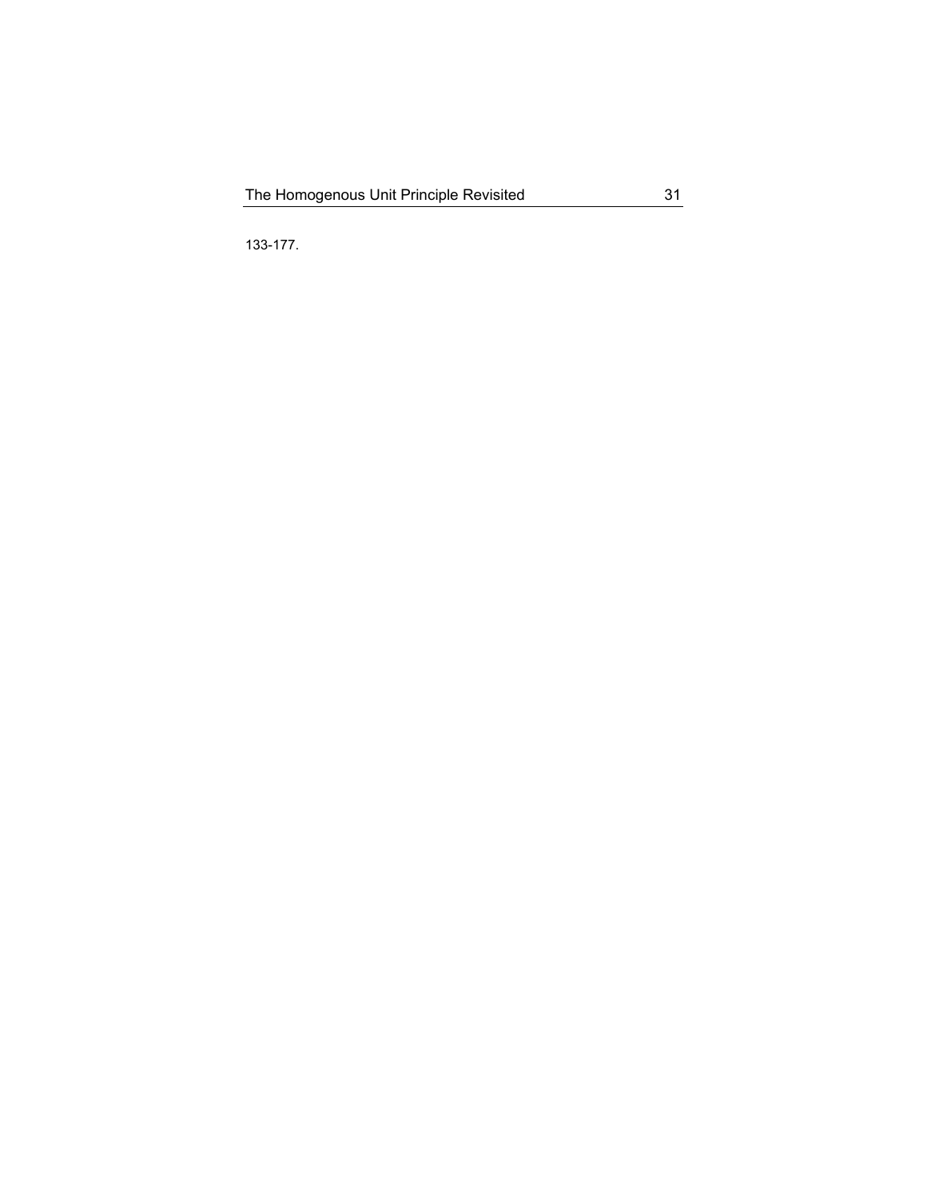133-177.